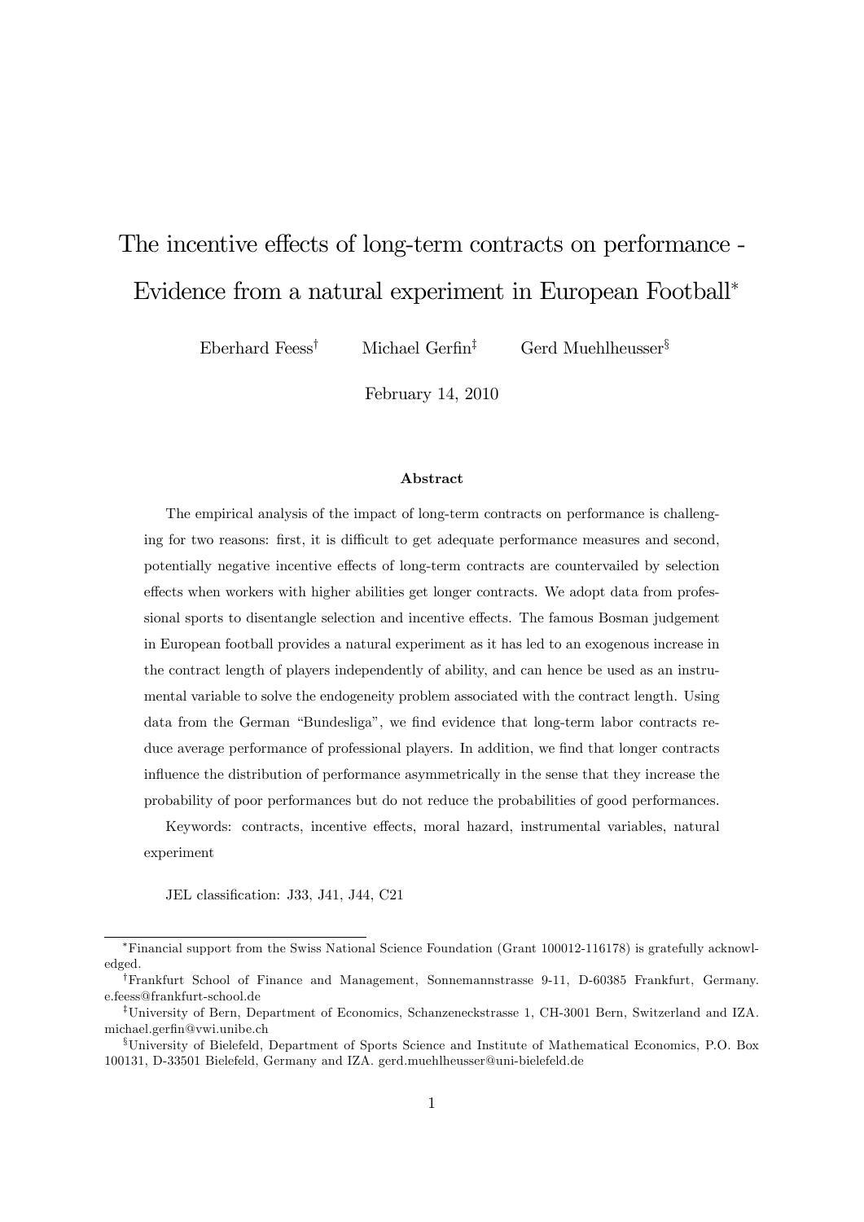# The incentive effects of long-term contracts on performance - Evidence from a natural experiment in European Football*

Eberhard Feess[†] Michael Gerfin[‡] Gerd Muehlheusser[§]

February 14, 2010

## Abstract

The empirical analysis of the impact of long-term contracts on performance is challenging for two reasons: first, it is difficult to get adequate performance measures and second, potentially negative incentive effects of long-term contracts are countervailed by selection effects when workers with higher abilities get longer contracts. We adopt data from professional sports to disentangle selection and incentive effects. The famous Bosman judgement in European football provides a natural experiment as it has led to an exogenous increase in the contract length of players independently of ability, and can hence be used as an instrumental variable to solve the endogeneity problem associated with the contract length. Using data from the German "Bundesliga", we find evidence that long-term labor contracts reduce average performance of professional players. In addition, we find that longer contracts influence the distribution of performance asymmetrically in the sense that they increase the probability of poor performances but do not reduce the probabilities of good performances.

Keywords: contracts, incentive effects, moral hazard, instrumental variables, natural experiment

JEL classification: J33, J41, J44, C21

---

*Financial support from the Swiss National Science Foundation (Grant 100012-116178) is gratefully acknowledged.

†Frankfurt School of Finance and Management, Sonnemannstrasse 9-11, D-60385 Frankfurt, Germany. e.feess@frankfurt-school.de

‡University of Bern, Department of Economics, Schanzeneckstrasse 1, CH-3001 Bern, Switzerland and IZA. michael.gerfin@vwi.unibe.ch

§University of Bielefeld, Department of Sports Science and Institute of Mathematical Economics, P.O. Box 100131, D-33501 Bielefeld, Germany and IZA. gerd.muehlheusser@uni-bielefeld.de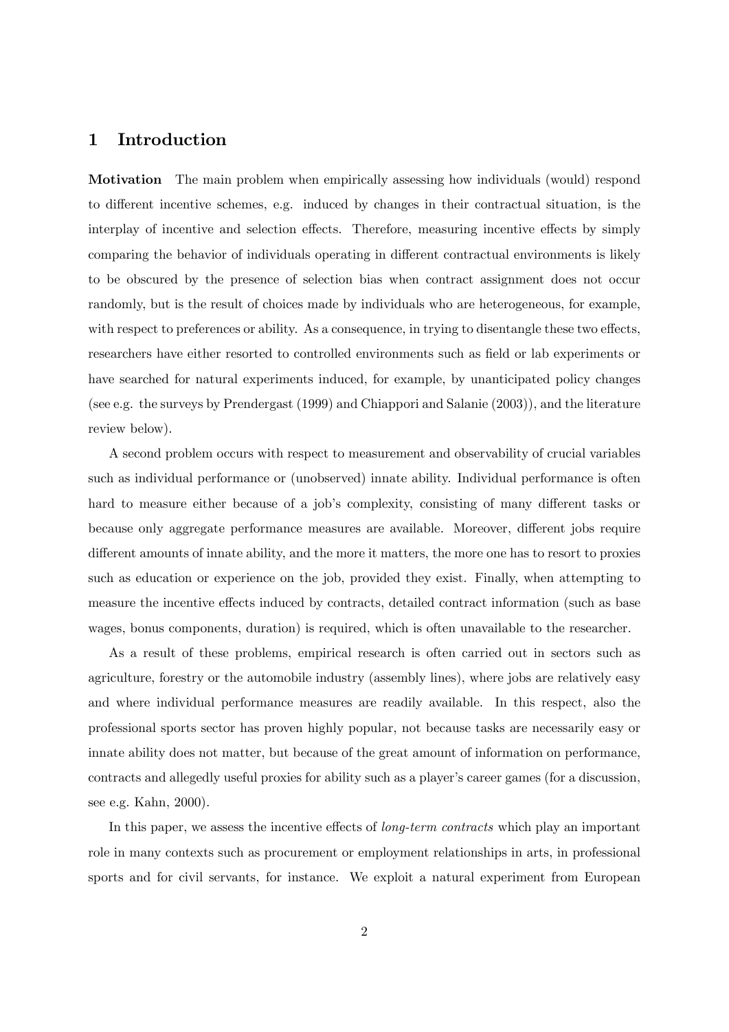# 1 Introduction

**Motivation** The main problem when empirically assessing how individuals (would) respond to different incentive schemes, e.g. induced by changes in their contractual situation, is the interplay of incentive and selection effects. Therefore, measuring incentive effects by simply comparing the behavior of individuals operating in different contractual environments is likely to be obscured by the presence of selection bias when contract assignment does not occur randomly, but is the result of choices made by individuals who are heterogeneous, for example, with respect to preferences or ability. As a consequence, in trying to disentangle these two effects, researchers have either resorted to controlled environments such as field or lab experiments or have searched for natural experiments induced, for example, by unanticipated policy changes (see e.g. the surveys by Prendergast (1999) and Chiappori and Salanie (2003)), and the literature review below).

A second problem occurs with respect to measurement and observability of crucial variables such as individual performance or (unobserved) innate ability. Individual performance is often hard to measure either because of a job's complexity, consisting of many different tasks or because only aggregate performance measures are available. Moreover, different jobs require different amounts of innate ability, and the more it matters, the more one has to resort to proxies such as education or experience on the job, provided they exist. Finally, when attempting to measure the incentive effects induced by contracts, detailed contract information (such as base wages, bonus components, duration) is required, which is often unavailable to the researcher.

As a result of these problems, empirical research is often carried out in sectors such as agriculture, forestry or the automobile industry (assembly lines), where jobs are relatively easy and where individual performance measures are readily available. In this respect, also the professional sports sector has proven highly popular, not because tasks are necessarily easy or innate ability does not matter, but because of the great amount of information on performance, contracts and allegedly useful proxies for ability such as a player's career games (for a discussion, see e.g. Kahn, 2000).

In this paper, we assess the incentive effects of *long-term contracts* which play an important role in many contexts such as procurement or employment relationships in arts, in professional sports and for civil servants, for instance. We exploit a natural experiment from European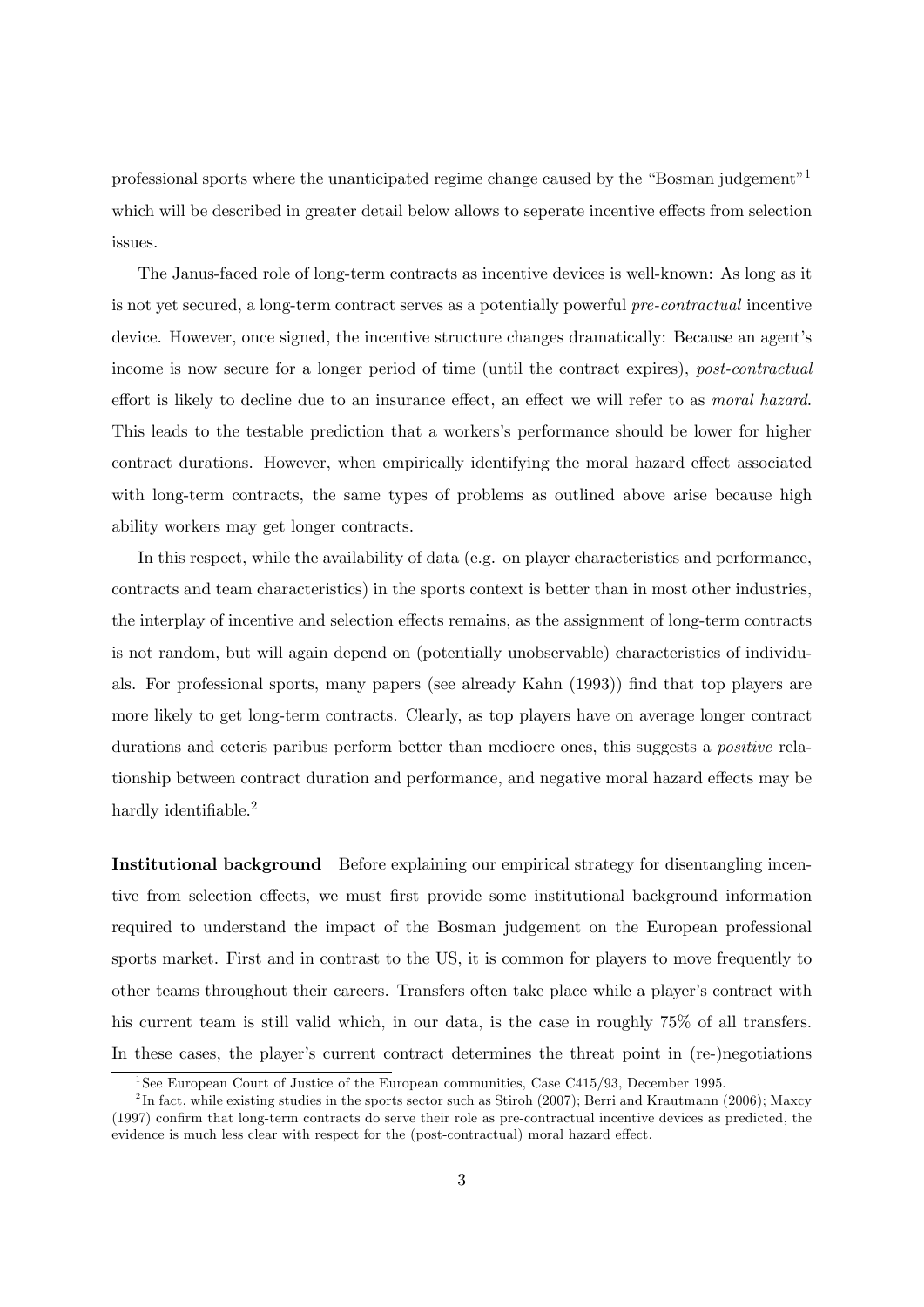professional sports where the unanticipated regime change caused by the "Bosman judgement"[1] which will be described in greater detail below allows to seperate incentive effects from selection issues.

The Janus-faced role of long-term contracts as incentive devices is well-known: As long as it is not yet secured, a long-term contract serves as a potentially powerful *pre-contractual* incentive device. However, once signed, the incentive structure changes dramatically: Because an agent's income is now secure for a longer period of time (until the contract expires), *post-contractual* effort is likely to decline due to an insurance effect, an effect we will refer to as *moral hazard*. This leads to the testable prediction that a workers's performance should be lower for higher contract durations. However, when empirically identifying the moral hazard effect associated with long-term contracts, the same types of problems as outlined above arise because high ability workers may get longer contracts.

In this respect, while the availability of data (e.g. on player characteristics and performance, contracts and team characteristics) in the sports context is better than in most other industries, the interplay of incentive and selection effects remains, as the assignment of long-term contracts is not random, but will again depend on (potentially unobservable) characteristics of individuals. For professional sports, many papers (see already Kahn (1993)) find that top players are more likely to get long-term contracts. Clearly, as top players have on average longer contract durations and ceteris paribus perform better than mediocre ones, this suggests a *positive* relationship between contract duration and performance, and negative moral hazard effects may be hardly identifiable.[2]

**Institutional background** Before explaining our empirical strategy for disentangling incentive from selection effects, we must first provide some institutional background information required to understand the impact of the Bosman judgement on the European professional sports market. First and in contrast to the US, it is common for players to move frequently to other teams throughout their careers. Transfers often take place while a player's contract with his current team is still valid which, in our data, is the case in roughly 75% of all transfers. In these cases, the player's current contract determines the threat point in (re-)negotiations

[1] See European Court of Justice of the European communities, Case C415/93, December 1995.

[2] In fact, while existing studies in the sports sector such as Stiroh (2007); Berri and Krautmann (2006); Maxcy (1997) confirm that long-term contracts do serve their role as pre-contractual incentive devices as predicted, the evidence is much less clear with respect for the (post-contractual) moral hazard effect.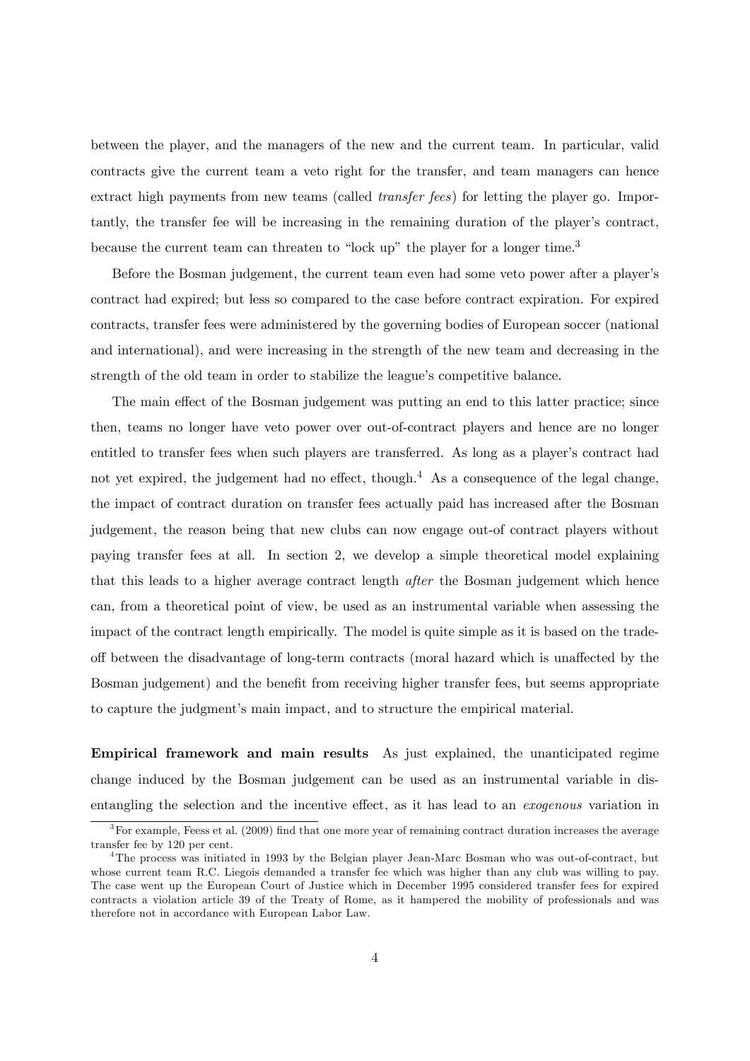between the player, and the managers of the new and the current team. In particular, valid contracts give the current team a veto right for the transfer, and team managers can hence extract high payments from new teams (called *transfer fees*) for letting the player go. Importantly, the transfer fee will be increasing in the remaining duration of the player's contract, because the current team can threaten to "lock up" the player for a longer time.[3]

Before the Bosman judgement, the current team even had some veto power after a player's contract had expired; but less so compared to the case before contract expiration. For expired contracts, transfer fees were administered by the governing bodies of European soccer (national and international), and were increasing in the strength of the new team and decreasing in the strength of the old team in order to stabilize the league's competitive balance.

The main effect of the Bosman judgement was putting an end to this latter practice; since then, teams no longer have veto power over out-of-contract players and hence are no longer entitled to transfer fees when such players are transferred. As long as a player's contract had not yet expired, the judgement had no effect, though.[4] As a consequence of the legal change, the impact of contract duration on transfer fees actually paid has increased after the Bosman judgement, the reason being that new clubs can now engage out-of contract players without paying transfer fees at all. In section 2, we develop a simple theoretical model explaining that this leads to a higher average contract length *after* the Bosman judgement which hence can, from a theoretical point of view, be used as an instrumental variable when assessing the impact of the contract length empirically. The model is quite simple as it is based on the trade-off between the disadvantage of long-term contracts (moral hazard which is unaffected by the Bosman judgement) and the benefit from receiving higher transfer fees, but seems appropriate to capture the judgment's main impact, and to structure the empirical material.

**Empirical framework and main results** As just explained, the unanticipated regime change induced by the Bosman judgement can be used as an instrumental variable in disentangling the selection and the incentive effect, as it has lead to an *exogenous* variation in

---

[3] For example, Feess et al. (2009) find that one more year of remaining contract duration increases the average transfer fee by 120 per cent.

[4] The process was initiated in 1993 by the Belgian player Jean-Marc Bosman who was out-of-contract, but whose current team R.C. Liegois demanded a transfer fee which was higher than any club was willing to pay. The case went up the European Court of Justice which in December 1995 considered transfer fees for expired contracts a violation article 39 of the Treaty of Rome, as it hampered the mobility of professionals and was therefore not in accordance with European Labor Law.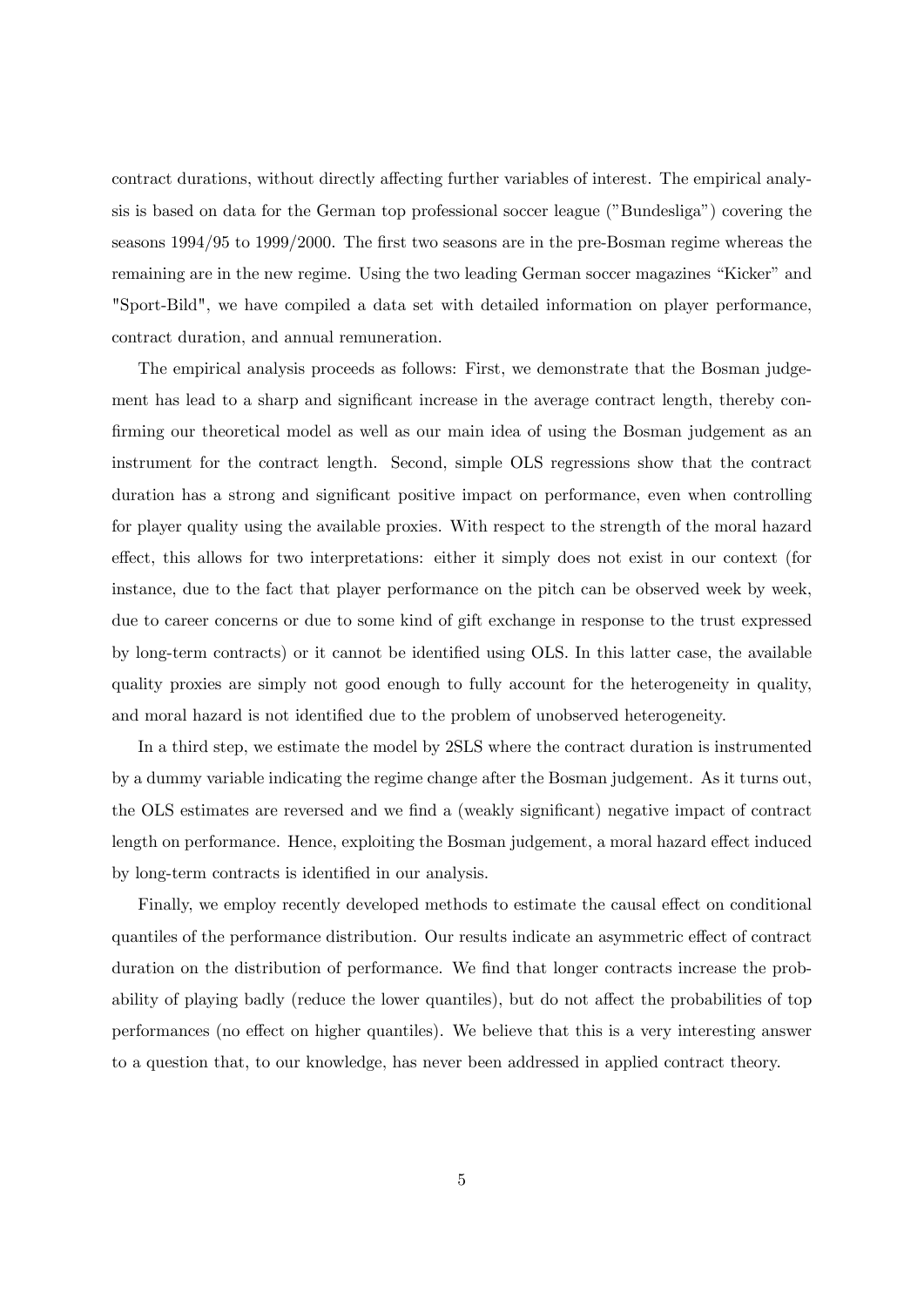contract durations, without directly affecting further variables of interest. The empirical analysis is based on data for the German top professional soccer league ("Bundesliga") covering the seasons 1994/95 to 1999/2000. The first two seasons are in the pre-Bosman regime whereas the remaining are in the new regime. Using the two leading German soccer magazines "Kicker" and "Sport-Bild", we have compiled a data set with detailed information on player performance, contract duration, and annual remuneration.

The empirical analysis proceeds as follows: First, we demonstrate that the Bosman judgement has lead to a sharp and significant increase in the average contract length, thereby confirming our theoretical model as well as our main idea of using the Bosman judgement as an instrument for the contract length. Second, simple OLS regressions show that the contract duration has a strong and significant positive impact on performance, even when controlling for player quality using the available proxies. With respect to the strength of the moral hazard effect, this allows for two interpretations: either it simply does not exist in our context (for instance, due to the fact that player performance on the pitch can be observed week by week, due to career concerns or due to some kind of gift exchange in response to the trust expressed by long-term contracts) or it cannot be identified using OLS. In this latter case, the available quality proxies are simply not good enough to fully account for the heterogeneity in quality, and moral hazard is not identified due to the problem of unobserved heterogeneity.

In a third step, we estimate the model by 2SLS where the contract duration is instrumented by a dummy variable indicating the regime change after the Bosman judgement. As it turns out, the OLS estimates are reversed and we find a (weakly significant) negative impact of contract length on performance. Hence, exploiting the Bosman judgement, a moral hazard effect induced by long-term contracts is identified in our analysis.

Finally, we employ recently developed methods to estimate the causal effect on conditional quantiles of the performance distribution. Our results indicate an asymmetric effect of contract duration on the distribution of performance. We find that longer contracts increase the probability of playing badly (reduce the lower quantiles), but do not affect the probabilities of top performances (no effect on higher quantiles). We believe that this is a very interesting answer to a question that, to our knowledge, has never been addressed in applied contract theory.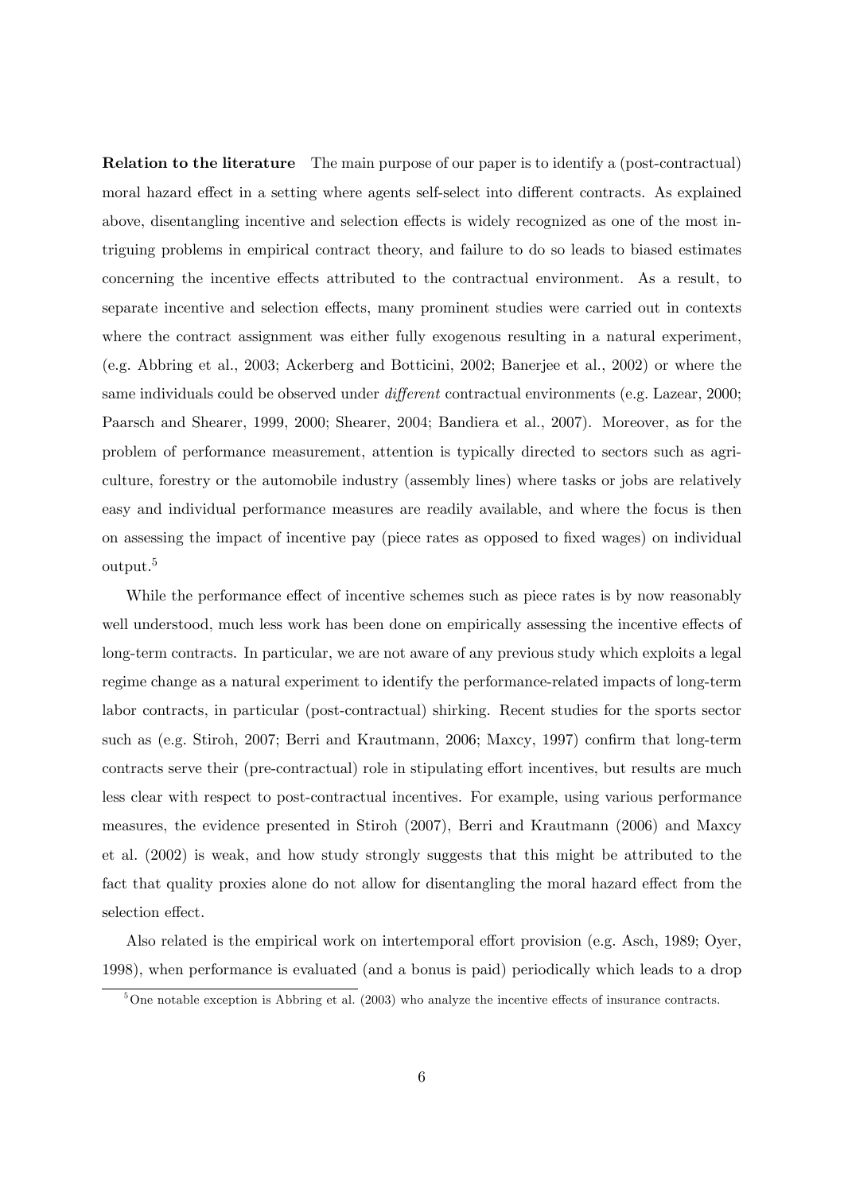**Relation to the literature** The main purpose of our paper is to identify a (post-contractual) moral hazard effect in a setting where agents self-select into different contracts. As explained above, disentangling incentive and selection effects is widely recognized as one of the most intriguing problems in empirical contract theory, and failure to do so leads to biased estimates concerning the incentive effects attributed to the contractual environment. As a result, to separate incentive and selection effects, many prominent studies were carried out in contexts where the contract assignment was either fully exogenous resulting in a natural experiment, (e.g. Abbring et al., 2003; Ackerberg and Botticini, 2002; Banerjee et al., 2002) or where the same individuals could be observed under *different* contractual environments (e.g. Lazear, 2000; Paarsch and Shearer, 1999, 2000; Shearer, 2004; Bandiera et al., 2007). Moreover, as for the problem of performance measurement, attention is typically directed to sectors such as agriculture, forestry or the automobile industry (assembly lines) where tasks or jobs are relatively easy and individual performance measures are readily available, and where the focus is then on assessing the impact of incentive pay (piece rates as opposed to fixed wages) on individual output.[5]

While the performance effect of incentive schemes such as piece rates is by now reasonably well understood, much less work has been done on empirically assessing the incentive effects of long-term contracts. In particular, we are not aware of any previous study which exploits a legal regime change as a natural experiment to identify the performance-related impacts of long-term labor contracts, in particular (post-contractual) shirking. Recent studies for the sports sector such as (e.g. Stiroh, 2007; Berri and Krautmann, 2006; Maxcy, 1997) confirm that long-term contracts serve their (pre-contractual) role in stipulating effort incentives, but results are much less clear with respect to post-contractual incentives. For example, using various performance measures, the evidence presented in Stiroh (2007), Berri and Krautmann (2006) and Maxcy et al. (2002) is weak, and how study strongly suggests that this might be attributed to the fact that quality proxies alone do not allow for disentangling the moral hazard effect from the selection effect.

Also related is the empirical work on intertemporal effort provision (e.g. Asch, 1989; Oyer, 1998), when performance is evaluated (and a bonus is paid) periodically which leads to a drop

[5] One notable exception is Abbring et al. (2003) who analyze the incentive effects of insurance contracts.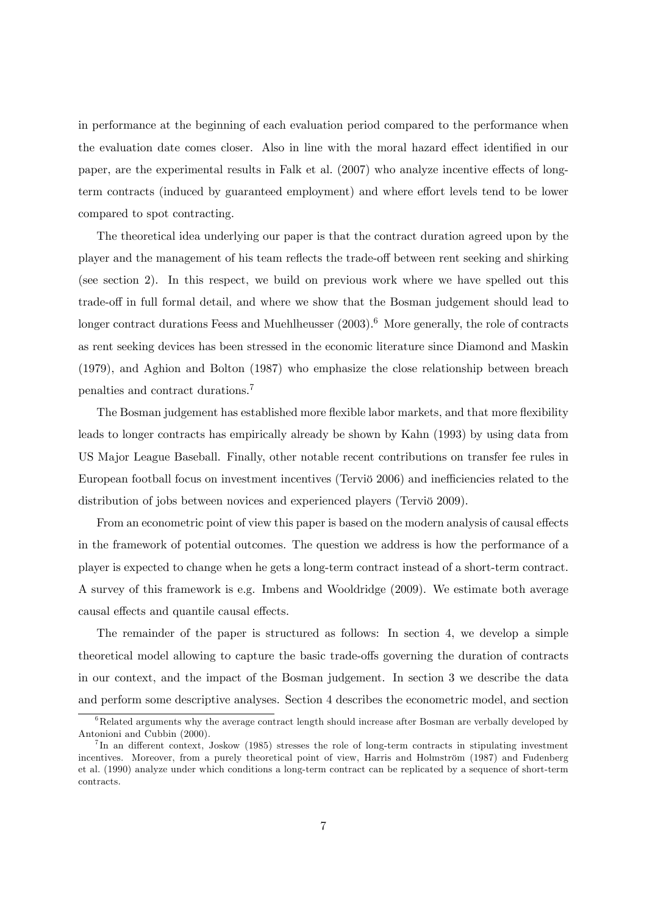in performance at the beginning of each evaluation period compared to the performance when the evaluation date comes closer. Also in line with the moral hazard effect identified in our paper, are the experimental results in Falk et al. (2007) who analyze incentive effects of long-term contracts (induced by guaranteed employment) and where effort levels tend to be lower compared to spot contracting.

The theoretical idea underlying our paper is that the contract duration agreed upon by the player and the management of his team reflects the trade-off between rent seeking and shirking (see section 2). In this respect, we build on previous work where we have spelled out this trade-off in full formal detail, and where we show that the Bosman judgement should lead to longer contract durations Feess and Muehlheusser (2003).[6] More generally, the role of contracts as rent seeking devices has been stressed in the economic literature since Diamond and Maskin (1979), and Aghion and Bolton (1987) who emphasize the close relationship between breach penalties and contract durations.[7]

The Bosman judgement has established more flexible labor markets, and that more flexibility leads to longer contracts has empirically already be shown by Kahn (1993) by using data from US Major League Baseball. Finally, other notable recent contributions on transfer fee rules in European football focus on investment incentives (Terviö 2006) and inefficiencies related to the distribution of jobs between novices and experienced players (Terviö 2009).

From an econometric point of view this paper is based on the modern analysis of causal effects in the framework of potential outcomes. The question we address is how the performance of a player is expected to change when he gets a long-term contract instead of a short-term contract. A survey of this framework is e.g. Imbens and Wooldridge (2009). We estimate both average causal effects and quantile causal effects.

The remainder of the paper is structured as follows: In section 4, we develop a simple theoretical model allowing to capture the basic trade-offs governing the duration of contracts in our context, and the impact of the Bosman judgement. In section 3 we describe the data and perform some descriptive analyses. Section 4 describes the econometric model, and section

[6] Related arguments why the average contract length should increase after Bosman are verbally developed by Antonioni and Cubbin (2000).

[7] In an different context, Joskow (1985) stresses the role of long-term contracts in stipulating investment incentives. Moreover, from a purely theoretical point of view, Harris and Holmström (1987) and Fudenberg et al. (1990) analyze under which conditions a long-term contract can be replicated by a sequence of short-term contracts.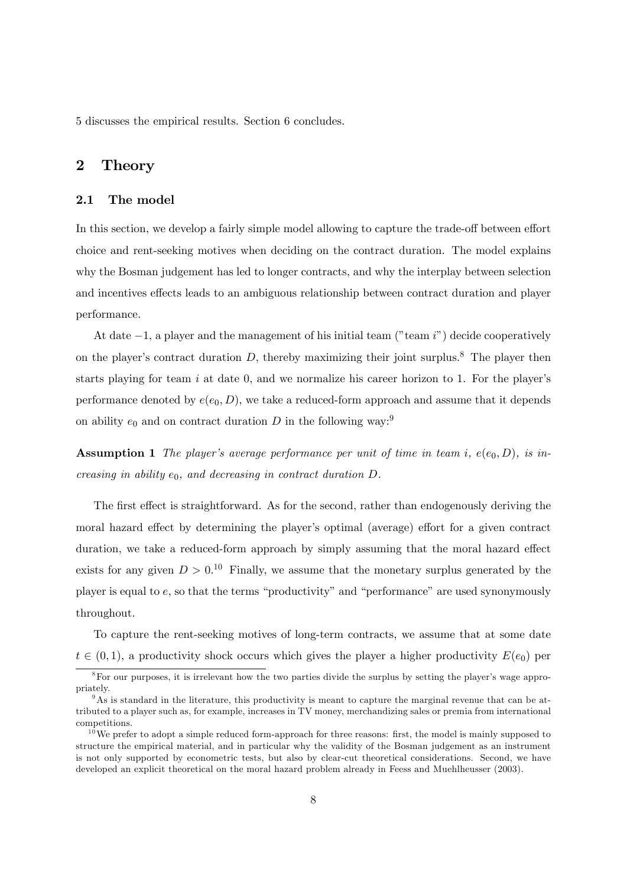5 discusses the empirical results. Section 6 concludes.

## 2 Theory

### 2.1 The model

In this section, we develop a fairly simple model allowing to capture the trade-off between effort choice and rent-seeking motives when deciding on the contract duration. The model explains why the Bosman judgement has led to longer contracts, and why the interplay between selection and incentives effects leads to an ambiguous relationship between contract duration and player performance.

At date $-1$, a player and the management of his initial team ("team $i$") decide cooperatively on the player's contract duration $D$, thereby maximizing their joint surplus.[8] The player then starts playing for team $i$ at date 0, and we normalize his career horizon to 1. For the player's performance denoted by $e(e_0, D)$, we take a reduced-form approach and assume that it depends on ability $e_0$ and on contract duration $D$ in the following way:[9]

**Assumption 1** *The player's average performance per unit of time in team $i$, $e(e_0, D)$, is increasing in ability $e_0$, and decreasing in contract duration $D$.*

The first effect is straightforward. As for the second, rather than endogenously deriving the moral hazard effect by determining the player's optimal (average) effort for a given contract duration, we take a reduced-form approach by simply assuming that the moral hazard effect exists for any given $D > 0$.[10] Finally, we assume that the monetary surplus generated by the player is equal to $e$, so that the terms "productivity" and "performance" are used synonymously throughout.

To capture the rent-seeking motives of long-term contracts, we assume that at some date $t \in (0, 1)$, a productivity shock occurs which gives the player a higher productivity $E(e_0)$ per

[8] For our purposes, it is irrelevant how the two parties divide the surplus by setting the player's wage appropriately.

[9] As is standard in the literature, this productivity is meant to capture the marginal revenue that can be attributed to a player such as, for example, increases in TV money, merchandizing sales or premia from international competitions.

[10] We prefer to adopt a simple reduced form-approach for three reasons: first, the model is mainly supposed to structure the empirical material, and in particular why the validity of the Bosman judgement as an instrument is not only supported by econometric tests, but also by clear-cut theoretical considerations. Second, we have developed an explicit theoretical on the moral hazard problem already in Feess and Muehlheusser (2003).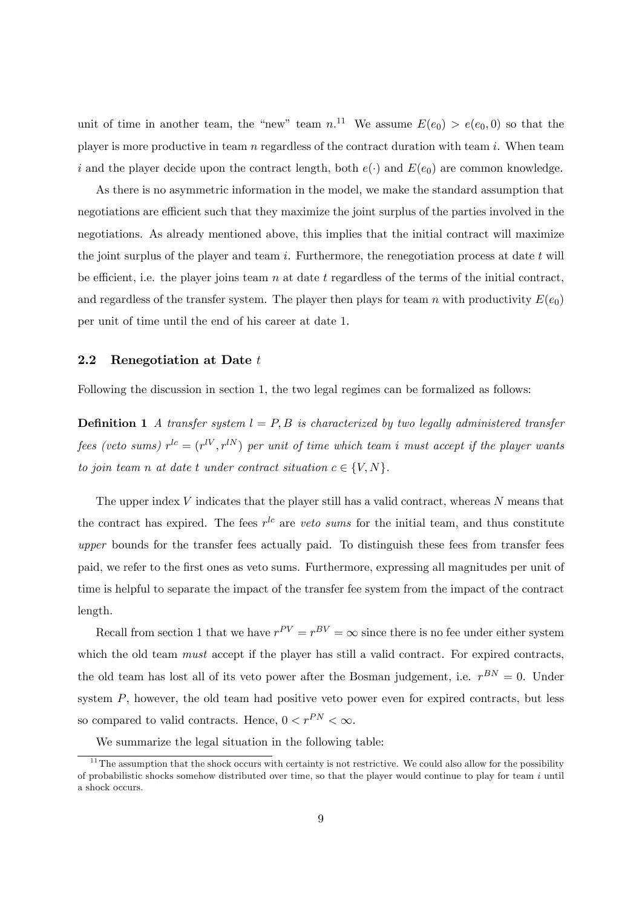unit of time in another team, the "new" team $n$.[11] We assume $E(e_0) > e(e_0, 0)$ so that the player is more productive in team $n$ regardless of the contract duration with team $i$. When team $i$ and the player decide upon the contract length, both $e(\cdot)$ and $E(e_0)$ are common knowledge.

As there is no asymmetric information in the model, we make the standard assumption that negotiations are efficient such that they maximize the joint surplus of the parties involved in the negotiations. As already mentioned above, this implies that the initial contract will maximize the joint surplus of the player and team $i$. Furthermore, the renegotiation process at date $t$ will be efficient, i.e. the player joins team $n$ at date $t$ regardless of the terms of the initial contract, and regardless of the transfer system. The player then plays for team $n$ with productivity $E(e_0)$ per unit of time until the end of his career at date 1.

### 2.2 Renegotiation at Date $t$

Following the discussion in section 1, the two legal regimes can be formalized as follows:

**Definition 1** *A transfer system $l = P, B$ is characterized by two legally administered transfer fees (veto sums) $r^{lc} = (r^{lV}, r^{lN})$ per unit of time which team $i$ must accept if the player wants to join team $n$ at date $t$ under contract situation $c \in \{V, N\}$.*

The upper index $V$ indicates that the player still has a valid contract, whereas $N$ means that the contract has expired. The fees $r^{lc}$ are *veto sums* for the initial team, and thus constitute *upper* bounds for the transfer fees actually paid. To distinguish these fees from transfer fees paid, we refer to the first ones as veto sums. Furthermore, expressing all magnitudes per unit of time is helpful to separate the impact of the transfer fee system from the impact of the contract length.

Recall from section 1 that we have $r^{PV} = r^{BV} = \infty$ since there is no fee under either system which the old team *must* accept if the player has still a valid contract. For expired contracts, the old team has lost all of its veto power after the Bosman judgement, i.e. $r^{BN} = 0$. Under system $P$, however, the old team had positive veto power even for expired contracts, but less so compared to valid contracts. Hence, $0 < r^{PN} < \infty$.

We summarize the legal situation in the following table:

[11] The assumption that the shock occurs with certainty is not restrictive. We could also allow for the possibility of probabilistic shocks somehow distributed over time, so that the player would continue to play for team $i$ until a shock occurs.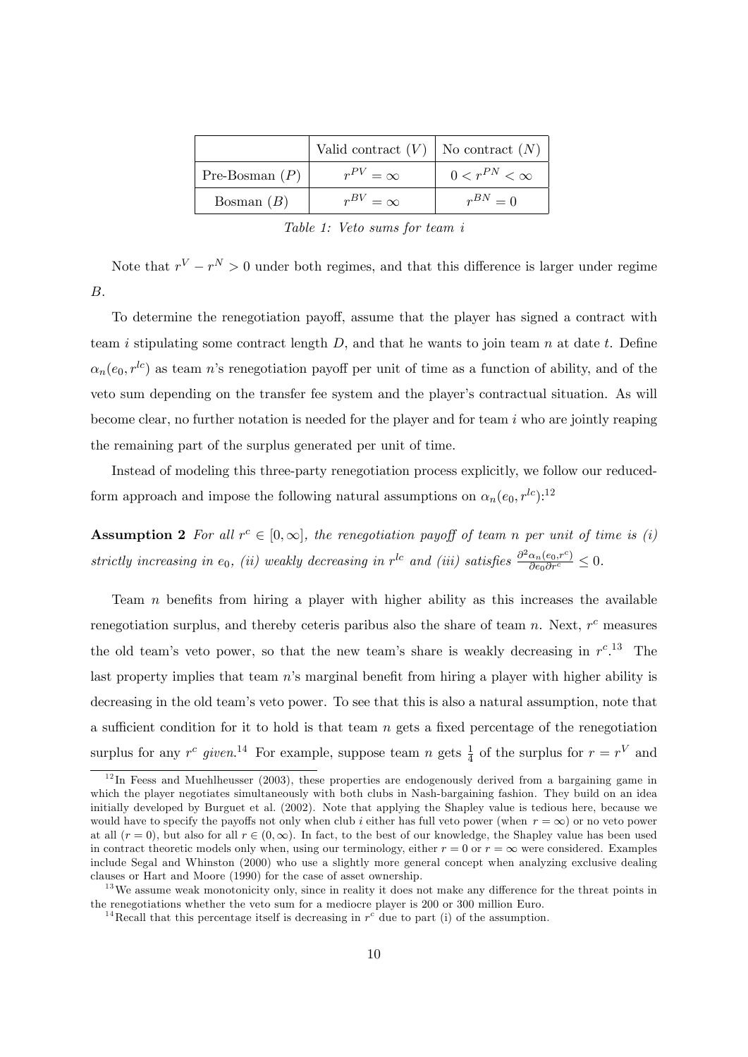| | Valid contract $(V)$ | No contract $(N)$ |
|---|---|---|
| Pre-Bosman $(P)$ | $r^{PV} = \infty$ | $0 < r^{PN} < \infty$ |
| Bosman $(B)$ | $r^{BV} = \infty$ | $r^{BN} = 0$ |

*Table 1: Veto sums for team i*

Note that $r^V - r^N > 0$ under both regimes, and that this difference is larger under regime $B$.

To determine the renegotiation payoff, assume that the player has signed a contract with team $i$ stipulating some contract length $D$, and that he wants to join team $n$ at date $t$. Define $\alpha_n(e_0, r^{lc})$ as team $n$'s renegotiation payoff per unit of time as a function of ability, and of the veto sum depending on the transfer fee system and the player's contractual situation. As will become clear, no further notation is needed for the player and for team $i$ who are jointly reaping the remaining part of the surplus generated per unit of time.

Instead of modeling this three-party renegotiation process explicitly, we follow our reduced-form approach and impose the following natural assumptions on $\alpha_n(e_0, r^{lc})$:[12]

**Assumption 2** *For all $r^c \in [0, \infty]$, the renegotiation payoff of team $n$ per unit of time is (i) strictly increasing in $e_0$, (ii) weakly decreasing in $r^{lc}$ and (iii) satisfies $\frac{\partial^2 \alpha_n(e_0, r^c)}{\partial e_0 \partial r^c} \leq 0$.*

Team $n$ benefits from hiring a player with higher ability as this increases the available renegotiation surplus, and thereby ceteris paribus also the share of team $n$. Next, $r^c$ measures the old team's veto power, so that the new team's share is weakly decreasing in $r^c$.[13] The last property implies that team $n$'s marginal benefit from hiring a player with higher ability is decreasing in the old team's veto power. To see that this is also a natural assumption, note that a sufficient condition for it to hold is that team $n$ gets a fixed percentage of the renegotiation surplus for any $r^c$ *given*.[14] For example, suppose team $n$ gets $\frac{1}{4}$ of the surplus for $r = r^V$ and

[12] In Feess and Muehlheusser (2003), these properties are endogenously derived from a bargaining game in which the player negotiates simultaneously with both clubs in Nash-bargaining fashion. They build on an idea initially developed by Burguet et al. (2002). Note that applying the Shapley value is tedious here, because we would have to specify the payoffs not only when club $i$ either has full veto power (when $r = \infty$) or no veto power at all ($r = 0$), but also for all $r \in (0, \infty)$. In fact, to the best of our knowledge, the Shapley value has been used in contract theoretic models only when, using our terminology, either $r = 0$ or $r = \infty$ were considered. Examples include Segal and Whinston (2000) who use a slightly more general concept when analyzing exclusive dealing clauses or Hart and Moore (1990) for the case of asset ownership.

[13] We assume weak monotonicity only, since in reality it does not make any difference for the threat points in the renegotiations whether the veto sum for a mediocre player is 200 or 300 million Euro.

[14] Recall that this percentage itself is decreasing in $r^c$ due to part (i) of the assumption.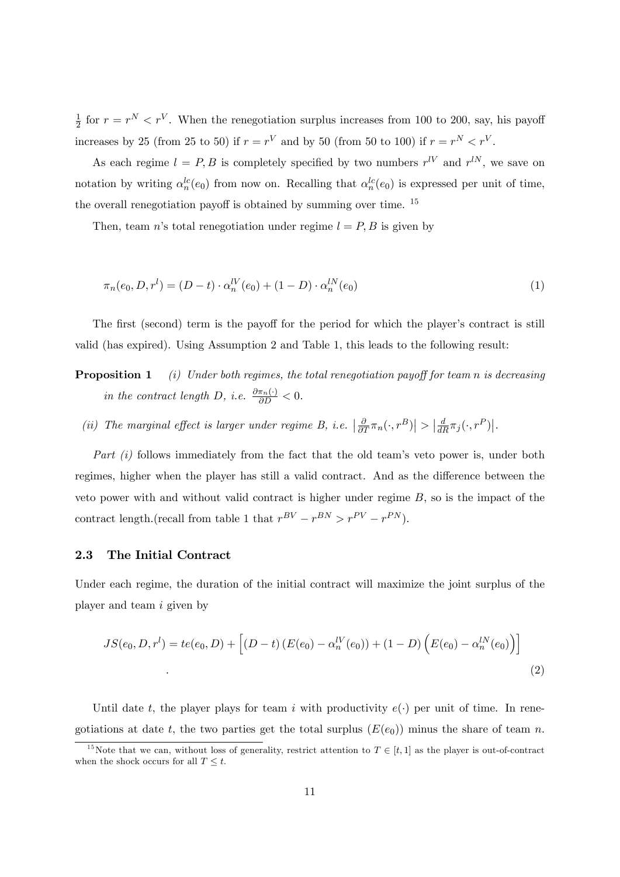$\frac{1}{2}$ for $r = r^N < r^V$. When the renegotiation surplus increases from 100 to 200, say, his payoff increases by 25 (from 25 to 50) if $r = r^V$ and by 50 (from 50 to 100) if $r = r^N < r^V$.

As each regime $l = P, B$ is completely specified by two numbers $r^{lV}$ and $r^{lN}$, we save on notation by writing $\alpha_n^{lc}(e_0)$ from now on. Recalling that $\alpha_n^{lc}(e_0)$ is expressed per unit of time, the overall renegotiation payoff is obtained by summing over time. [15]

Then, team $n$'s total renegotiation under regime $l = P, B$ is given by

$$\pi_n(e_0, D, r^l) = (D - t) \cdot \alpha_n^{lV}(e_0) + (1 - D) \cdot \alpha_n^{lN}(e_0) \tag{1}$$

The first (second) term is the payoff for the period for which the player's contract is still valid (has expired). Using Assumption 2 and Table 1, this leads to the following result:

**Proposition 1** *(i) Under both regimes, the total renegotiation payoff for team n is decreasing in the contract length D, i.e.* $\frac{\partial \pi_n(\cdot)}{\partial D} < 0$.

*(ii) The marginal effect is larger under regime B, i.e.* $\left|\frac{\partial}{\partial T}\pi_n(\cdot, r^B)\right| > \left|\frac{d}{dR}\pi_j(\cdot, r^P)\right|$.

*Part (i)* follows immediately from the fact that the old team's veto power is, under both regimes, higher when the player has still a valid contract. And as the difference between the veto power with and without valid contract is higher under regime $B$, so is the impact of the contract length.(recall from table 1 that $r^{BV} - r^{BN} > r^{PV} - r^{PN}$).

### 2.3 The Initial Contract

Under each regime, the duration of the initial contract will maximize the joint surplus of the player and team $i$ given by

$$JS(e_0, D, r^l) = te(e_0, D) + \left[(D - t)\left(E(e_0) - \alpha_n^{lV}(e_0)\right) + (1 - D)\left(E(e_0) - \alpha_n^{lN}(e_0)\right)\right] \tag{2}$$

.

Until date $t$, the player plays for team $i$ with productivity $e(\cdot)$ per unit of time. In renegotiations at date $t$, the two parties get the total surplus $(E(e_0))$ minus the share of team $n$.

[15] Note that we can, without loss of generality, restrict attention to $T \in [t, 1]$ as the player is out-of-contract when the shock occurs for all $T \leq t$.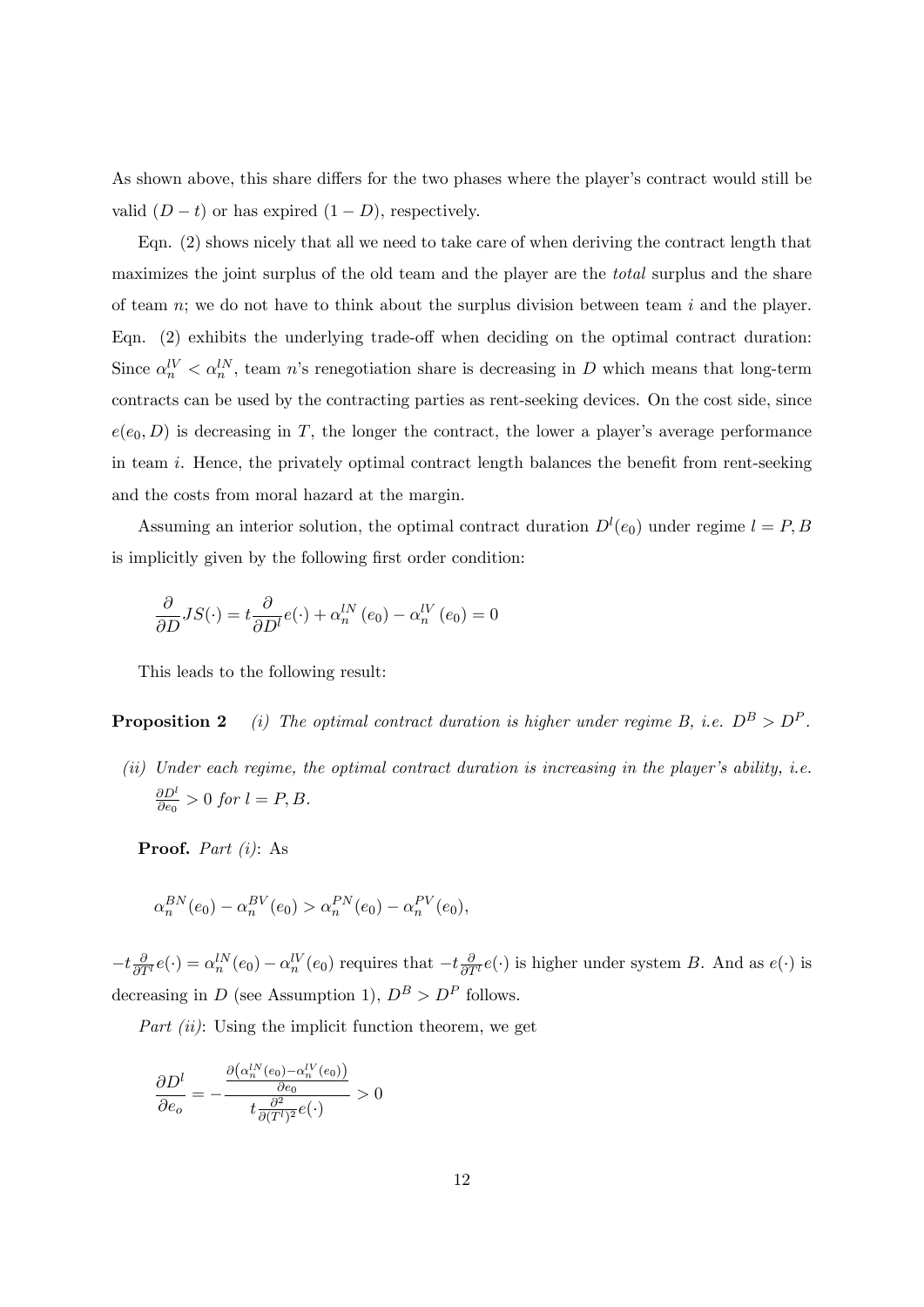As shown above, this share differs for the two phases where the player's contract would still be valid $(D - t)$ or has expired $(1 - D)$, respectively.

Eqn. (2) shows nicely that all we need to take care of when deriving the contract length that maximizes the joint surplus of the old team and the player are the *total* surplus and the share of team $n$; we do not have to think about the surplus division between team $i$ and the player. Eqn. (2) exhibits the underlying trade-off when deciding on the optimal contract duration: Since $\alpha_n^{lV} < \alpha_n^{lN}$, team $n$'s renegotiation share is decreasing in $D$ which means that long-term contracts can be used by the contracting parties as rent-seeking devices. On the cost side, since $e(e_0, D)$ is decreasing in $T$, the longer the contract, the lower a player's average performance in team $i$. Hence, the privately optimal contract length balances the benefit from rent-seeking and the costs from moral hazard at the margin.

Assuming an interior solution, the optimal contract duration $D^l(e_0)$ under regime $l = P, B$ is implicitly given by the following first order condition:

$$\frac{\partial}{\partial D} JS(\cdot) = t \frac{\partial}{\partial D^l} e(\cdot) + \alpha_n^{lN}(e_0) - \alpha_n^{lV}(e_0) = 0$$

This leads to the following result:

**Proposition 2** *(i) The optimal contract duration is higher under regime B, i.e. $D^B > D^P$.*

*(ii) Under each regime, the optimal contract duration is increasing in the player's ability, i.e. $\frac{\partial D^l}{\partial e_0} > 0$ for $l = P, B$.*

**Proof.** *Part (i)*: As

$$\alpha_n^{BN}(e_0) - \alpha_n^{BV}(e_0) > \alpha_n^{PN}(e_0) - \alpha_n^{PV}(e_0),$$

$-t \frac{\partial}{\partial T^l} e(\cdot) = \alpha_n^{lN}(e_0) - \alpha_n^{lV}(e_0)$ requires that $-t \frac{\partial}{\partial T^l} e(\cdot)$ is higher under system $B$. And as $e(\cdot)$ is decreasing in $D$ (see Assumption 1), $D^B > D^P$ follows.

*Part (ii)*: Using the implicit function theorem, we get

$$\frac{\partial D^l}{\partial e_o} = -\frac{\frac{\partial\left(\alpha_n^{lN}(e_0) - \alpha_n^{lV}(e_0)\right)}{\partial e_0}}{t \frac{\partial^2}{\partial (T^l)^2} e(\cdot)} > 0$$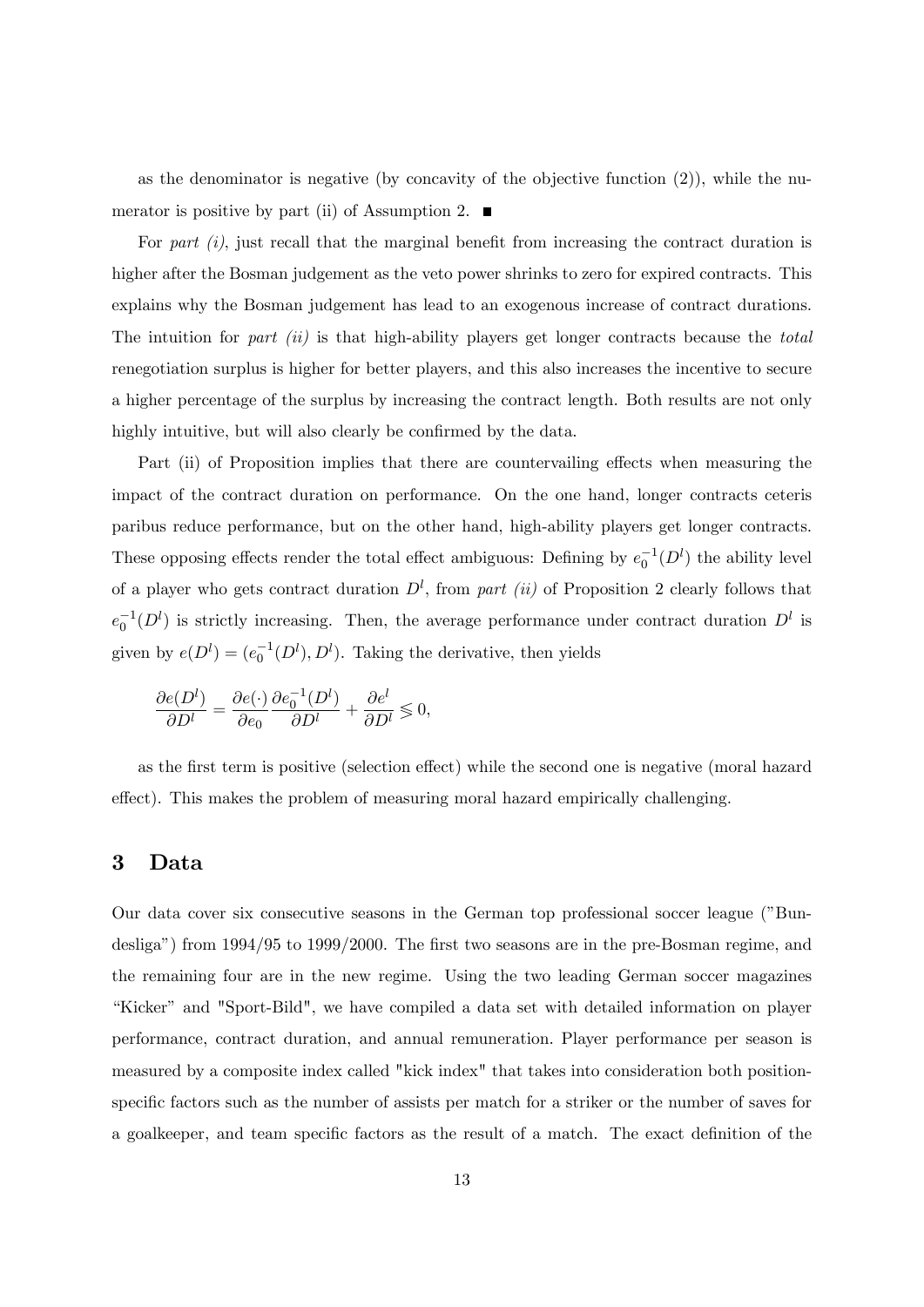as the denominator is negative (by concavity of the objective function (2)), while the numerator is positive by part (ii) of Assumption 2. ■

For *part (i)*, just recall that the marginal benefit from increasing the contract duration is higher after the Bosman judgement as the veto power shrinks to zero for expired contracts. This explains why the Bosman judgement has lead to an exogenous increase of contract durations. The intuition for *part (ii)* is that high-ability players get longer contracts because the *total* renegotiation surplus is higher for better players, and this also increases the incentive to secure a higher percentage of the surplus by increasing the contract length. Both results are not only highly intuitive, but will also clearly be confirmed by the data.

Part (ii) of Proposition implies that there are countervailing effects when measuring the impact of the contract duration on performance. On the one hand, longer contracts ceteris paribus reduce performance, but on the other hand, high-ability players get longer contracts. These opposing effects render the total effect ambiguous: Defining by $e_0^{-1}(D^l)$ the ability level of a player who gets contract duration $D^l$, from *part (ii)* of Proposition 2 clearly follows that $e_0^{-1}(D^l)$ is strictly increasing. Then, the average performance under contract duration $D^l$ is given by $e(D^l) = (e_0^{-1}(D^l), D^l)$. Taking the derivative, then yields

$$\frac{\partial e(D^l)}{\partial D^l} = \frac{\partial e(\cdot)}{\partial e_0} \frac{\partial e_0^{-1}(D^l)}{\partial D^l} + \frac{\partial e^l}{\partial D^l} \lessgtr 0,$$

as the first term is positive (selection effect) while the second one is negative (moral hazard effect). This makes the problem of measuring moral hazard empirically challenging.

## 3 Data

Our data cover six consecutive seasons in the German top professional soccer league ("Bundesliga") from 1994/95 to 1999/2000. The first two seasons are in the pre-Bosman regime, and the remaining four are in the new regime. Using the two leading German soccer magazines "Kicker" and "Sport-Bild", we have compiled a data set with detailed information on player performance, contract duration, and annual remuneration. Player performance per season is measured by a composite index called "kick index" that takes into consideration both position-specific factors such as the number of assists per match for a striker or the number of saves for a goalkeeper, and team specific factors as the result of a match. The exact definition of the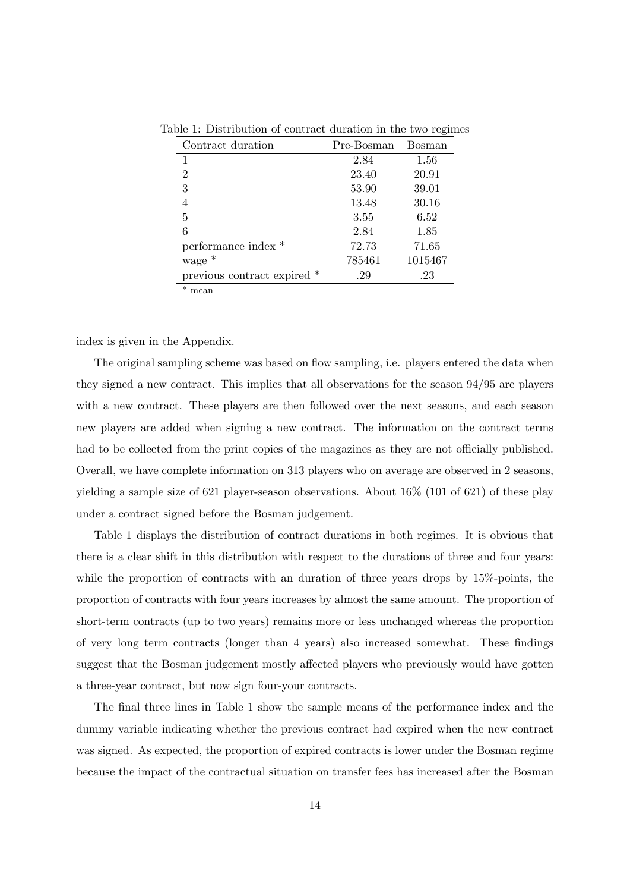Table 1: Distribution of contract duration in the two regimes

| Contract duration | Pre-Bosman | Bosman |
|---|---|---|
| 1 | 2.84 | 1.56 |
| 2 | 23.40 | 20.91 |
| 3 | 53.90 | 39.01 |
| 4 | 13.48 | 30.16 |
| 5 | 3.55 | 6.52 |
| 6 | 2.84 | 1.85 |
| performance index * | 72.73 | 71.65 |
| wage * | 785461 | 1015467 |
| previous contract expired * | .29 | .23 |

* mean

index is given in the Appendix.

The original sampling scheme was based on flow sampling, i.e. players entered the data when they signed a new contract. This implies that all observations for the season 94/95 are players with a new contract. These players are then followed over the next seasons, and each season new players are added when signing a new contract. The information on the contract terms had to be collected from the print copies of the magazines as they are not officially published. Overall, we have complete information on 313 players who on average are observed in 2 seasons, yielding a sample size of 621 player-season observations. About 16% (101 of 621) of these play under a contract signed before the Bosman judgement.

Table 1 displays the distribution of contract durations in both regimes. It is obvious that there is a clear shift in this distribution with respect to the durations of three and four years: while the proportion of contracts with an duration of three years drops by 15%-points, the proportion of contracts with four years increases by almost the same amount. The proportion of short-term contracts (up to two years) remains more or less unchanged whereas the proportion of very long term contracts (longer than 4 years) also increased somewhat. These findings suggest that the Bosman judgement mostly affected players who previously would have gotten a three-year contract, but now sign four-your contracts.

The final three lines in Table 1 show the sample means of the performance index and the dummy variable indicating whether the previous contract had expired when the new contract was signed. As expected, the proportion of expired contracts is lower under the Bosman regime because the impact of the contractual situation on transfer fees has increased after the Bosman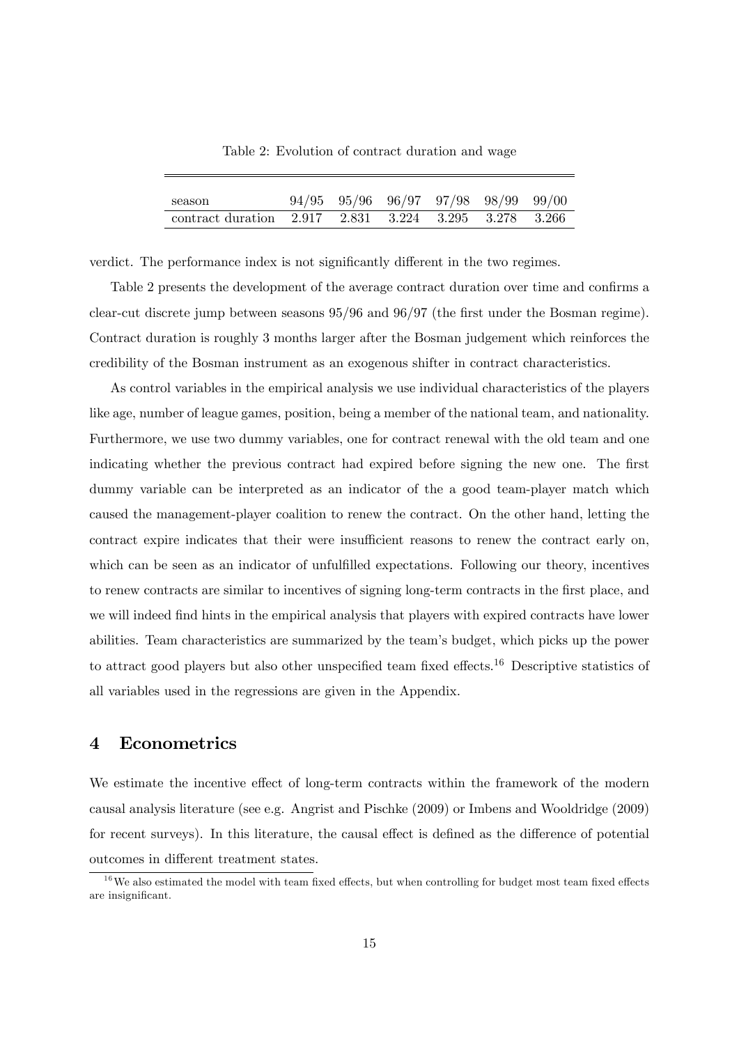Table 2: Evolution of contract duration and wage

| season | 94/95 | 95/96 | 96/97 | 97/98 | 98/99 | 99/00 |
|---|---|---|---|---|---|---|
| contract duration | 2.917 | 2.831 | 3.224 | 3.295 | 3.278 | 3.266 |

verdict. The performance index is not significantly different in the two regimes.

Table 2 presents the development of the average contract duration over time and confirms a clear-cut discrete jump between seasons 95/96 and 96/97 (the first under the Bosman regime). Contract duration is roughly 3 months larger after the Bosman judgement which reinforces the credibility of the Bosman instrument as an exogenous shifter in contract characteristics.

As control variables in the empirical analysis we use individual characteristics of the players like age, number of league games, position, being a member of the national team, and nationality. Furthermore, we use two dummy variables, one for contract renewal with the old team and one indicating whether the previous contract had expired before signing the new one. The first dummy variable can be interpreted as an indicator of the a good team-player match which caused the management-player coalition to renew the contract. On the other hand, letting the contract expire indicates that their were insufficient reasons to renew the contract early on, which can be seen as an indicator of unfulfilled expectations. Following our theory, incentives to renew contracts are similar to incentives of signing long-term contracts in the first place, and we will indeed find hints in the empirical analysis that players with expired contracts have lower abilities. Team characteristics are summarized by the team's budget, which picks up the power to attract good players but also other unspecified team fixed effects.[16] Descriptive statistics of all variables used in the regressions are given in the Appendix.

## 4 Econometrics

We estimate the incentive effect of long-term contracts within the framework of the modern causal analysis literature (see e.g. Angrist and Pischke (2009) or Imbens and Wooldridge (2009) for recent surveys). In this literature, the causal effect is defined as the difference of potential outcomes in different treatment states.

[16] We also estimated the model with team fixed effects, but when controlling for budget most team fixed effects are insignificant.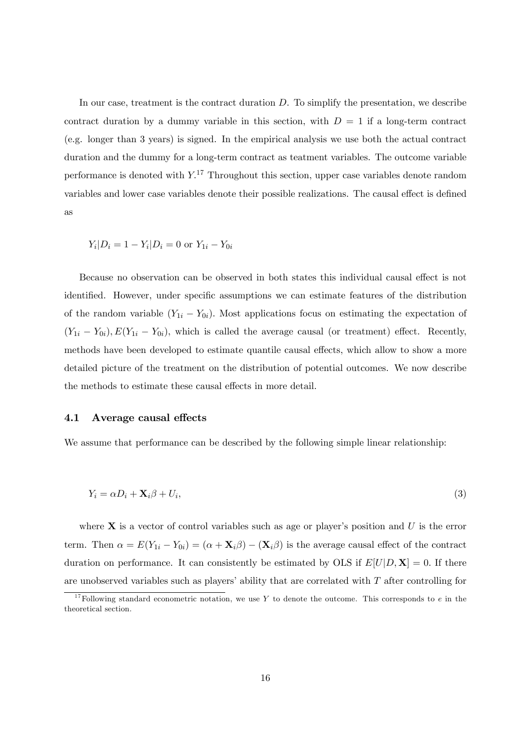In our case, treatment is the contract duration $D$. To simplify the presentation, we describe contract duration by a dummy variable in this section, with $D = 1$ if a long-term contract (e.g. longer than 3 years) is signed. In the empirical analysis we use both the actual contract duration and the dummy for a long-term contract as teatment variables. The outcome variable performance is denoted with $Y$.[17] Throughout this section, upper case variables denote random variables and lower case variables denote their possible realizations. The causal effect is defined as

$$Y_i|D_i = 1 - Y_i|D_i = 0 \text{ or } Y_{1i} - Y_{0i}$$

Because no observation can be observed in both states this individual causal effect is not identified. However, under specific assumptions we can estimate features of the distribution of the random variable $(Y_{1i} - Y_{0i})$. Most applications focus on estimating the expectation of $(Y_{1i} - Y_{0i}), E(Y_{1i} - Y_{0i})$, which is called the average causal (or treatment) effect. Recently, methods have been developed to estimate quantile causal effects, which allow to show a more detailed picture of the treatment on the distribution of potential outcomes. We now describe the methods to estimate these causal effects in more detail.

### 4.1 Average causal effects

We assume that performance can be described by the following simple linear relationship:

$$Y_i = \alpha D_i + \mathbf{X}_i\beta + U_i, \tag{3}$$

where $\mathbf{X}$ is a vector of control variables such as age or player's position and $U$ is the error term. Then $\alpha = E(Y_{1i} - Y_{0i}) = (\alpha + \mathbf{X}_i\beta) - (\mathbf{X}_i\beta)$ is the average causal effect of the contract duration on performance. It can consistently be estimated by OLS if $E[U|D, \mathbf{X}] = 0$. If there are unobserved variables such as players' ability that are correlated with $T$ after controlling for

[17] Following standard econometric notation, we use $Y$ to denote the outcome. This corresponds to $e$ in the theoretical section.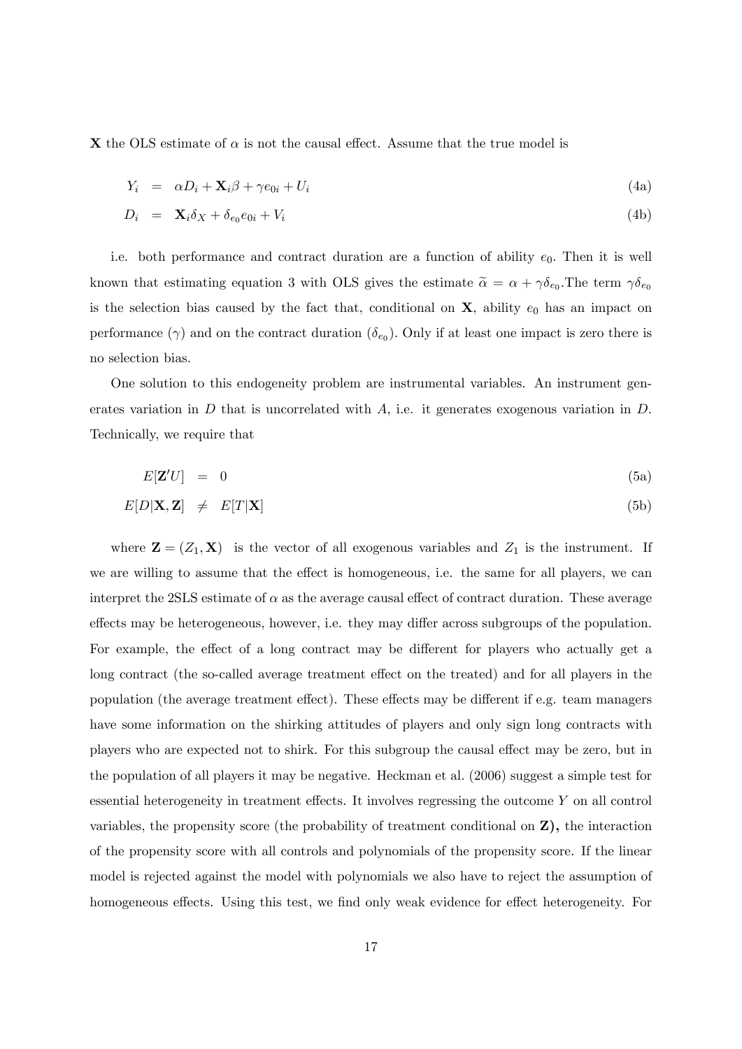$\mathbf{X}$ the OLS estimate of $\alpha$ is not the causal effect. Assume that the true model is

$$Y_i = \alpha D_i + \mathbf{X}_i \beta + \gamma e_{0i} + U_i \tag{4a}$$

$$D_i = \mathbf{X}_i \delta_X + \delta_{e_0} e_{0i} + V_i \tag{4b}$$

i.e. both performance and contract duration are a function of ability $e_0$. Then it is well known that estimating equation 3 with OLS gives the estimate $\widetilde{\alpha} = \alpha + \gamma\delta_{e_0}$.The term $\gamma\delta_{e_0}$ is the selection bias caused by the fact that, conditional on $\mathbf{X}$, ability $e_0$ has an impact on performance ($\gamma$) and on the contract duration ($\delta_{e_0}$). Only if at least one impact is zero there is no selection bias.

One solution to this endogeneity problem are instrumental variables. An instrument generates variation in $D$ that is uncorrelated with $A$, i.e. it generates exogenous variation in $D$. Technically, we require that

$$E[\mathbf{Z}'U] = 0 \tag{5a}$$

$$E[D|\mathbf{X}, \mathbf{Z}] \neq E[T|\mathbf{X}] \tag{5b}$$

where $\mathbf{Z} = (Z_1, \mathbf{X})$ is the vector of all exogenous variables and $Z_1$ is the instrument. If we are willing to assume that the effect is homogeneous, i.e. the same for all players, we can interpret the 2SLS estimate of $\alpha$ as the average causal effect of contract duration. These average effects may be heterogeneous, however, i.e. they may differ across subgroups of the population. For example, the effect of a long contract may be different for players who actually get a long contract (the so-called average treatment effect on the treated) and for all players in the population (the average treatment effect). These effects may be different if e.g. team managers have some information on the shirking attitudes of players and only sign long contracts with players who are expected not to shirk. For this subgroup the causal effect may be zero, but in the population of all players it may be negative. Heckman et al. (2006) suggest a simple test for essential heterogeneity in treatment effects. It involves regressing the outcome $Y$ on all control variables, the propensity score (the probability of treatment conditional on $\mathbf{Z}$**),** the interaction of the propensity score with all controls and polynomials of the propensity score. If the linear model is rejected against the model with polynomials we also have to reject the assumption of homogeneous effects. Using this test, we find only weak evidence for effect heterogeneity. For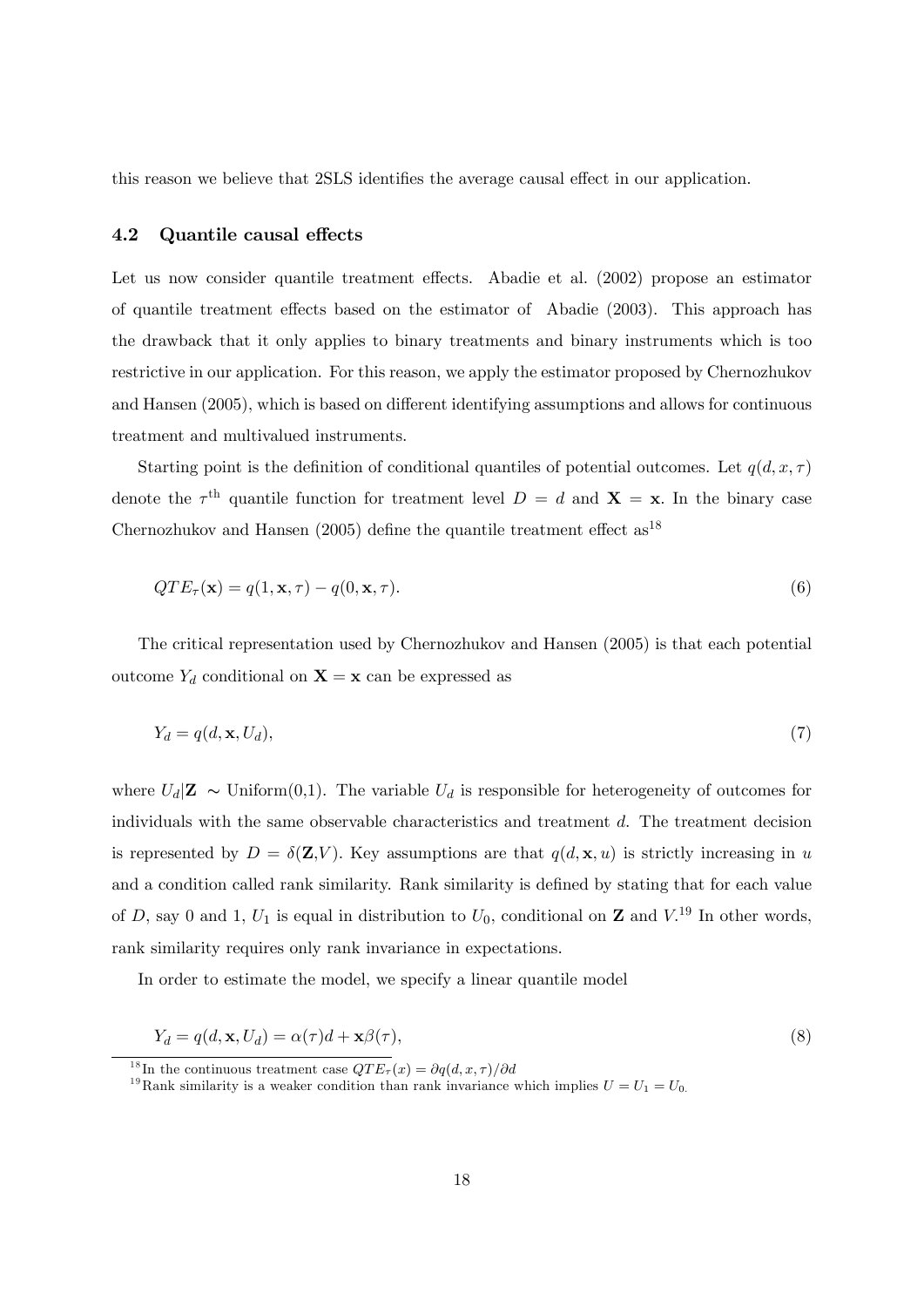this reason we believe that 2SLS identifies the average causal effect in our application.

### 4.2 Quantile causal effects

Let us now consider quantile treatment effects. Abadie et al. (2002) propose an estimator of quantile treatment effects based on the estimator of Abadie (2003). This approach has the drawback that it only applies to binary treatments and binary instruments which is too restrictive in our application. For this reason, we apply the estimator proposed by Chernozhukov and Hansen (2005), which is based on different identifying assumptions and allows for continuous treatment and multivalued instruments.

Starting point is the definition of conditional quantiles of potential outcomes. Let $q(d, x, \tau)$ denote the $\tau^{\text{th}}$ quantile function for treatment level $D = d$ and $\mathbf{X} = \mathbf{x}$. In the binary case Chernozhukov and Hansen (2005) define the quantile treatment effect as[18]

$$QTE_{\tau}(\mathbf{x}) = q(1, \mathbf{x}, \tau) - q(0, \mathbf{x}, \tau). \tag{6}$$

The critical representation used by Chernozhukov and Hansen (2005) is that each potential outcome $Y_d$ conditional on $\mathbf{X} = \mathbf{x}$ can be expressed as

$$Y_d = q(d, \mathbf{x}, U_d), \tag{7}$$

where $U_d|\mathbf{Z} \sim$ Uniform(0,1). The variable $U_d$ is responsible for heterogeneity of outcomes for individuals with the same observable characteristics and treatment $d$. The treatment decision is represented by $D = \delta(\mathbf{Z}, V)$. Key assumptions are that $q(d, \mathbf{x}, u)$ is strictly increasing in $u$ and a condition called rank similarity. Rank similarity is defined by stating that for each value of $D$, say 0 and 1, $U_1$ is equal in distribution to $U_0$, conditional on $\mathbf{Z}$ and $V$.[19] In other words, rank similarity requires only rank invariance in expectations.

In order to estimate the model, we specify a linear quantile model

$$Y_d = q(d, \mathbf{x}, U_d) = \alpha(\tau)d + \mathbf{x}\beta(\tau), \tag{8}$$

[18] In the continuous treatment case $QTE_{\tau}(x) = \partial q(d, x, \tau)/\partial d$

[19] Rank similarity is a weaker condition than rank invariance which implies $U = U_1 = U_0$.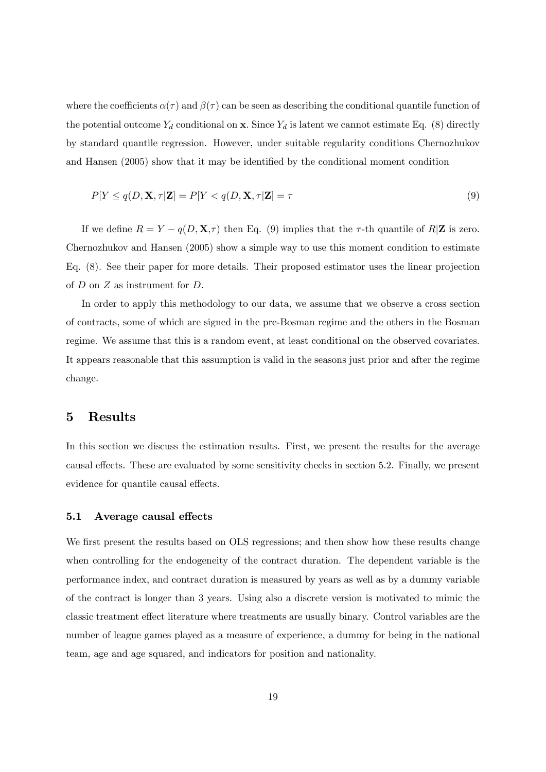where the coefficients $\alpha(\tau)$ and $\beta(\tau)$ can be seen as describing the conditional quantile function of the potential outcome $Y_d$ conditional on $\mathbf{x}$. Since $Y_d$ is latent we cannot estimate Eq. (8) directly by standard quantile regression. However, under suitable regularity conditions Chernozhukov and Hansen (2005) show that it may be identified by the conditional moment condition

$$P[Y \leq q(D, \mathbf{X}, \tau|\mathbf{Z}] = P[Y < q(D, \mathbf{X}, \tau|\mathbf{Z}] = \tau \tag{9}$$

If we define $R = Y - q(D, \mathbf{X},\tau)$ then Eq. (9) implies that the $\tau$-th quantile of $R|\mathbf{Z}$ is zero. Chernozhukov and Hansen (2005) show a simple way to use this moment condition to estimate Eq. (8). See their paper for more details. Their proposed estimator uses the linear projection of $D$ on $Z$ as instrument for $D$.

In order to apply this methodology to our data, we assume that we observe a cross section of contracts, some of which are signed in the pre-Bosman regime and the others in the Bosman regime. We assume that this is a random event, at least conditional on the observed covariates. It appears reasonable that this assumption is valid in the seasons just prior and after the regime change.

# 5 Results

In this section we discuss the estimation results. First, we present the results for the average causal effects. These are evaluated by some sensitivity checks in section 5.2. Finally, we present evidence for quantile causal effects.

## 5.1 Average causal effects

We first present the results based on OLS regressions; and then show how these results change when controlling for the endogeneity of the contract duration. The dependent variable is the performance index, and contract duration is measured by years as well as by a dummy variable of the contract is longer than 3 years. Using also a discrete version is motivated to mimic the classic treatment effect literature where treatments are usually binary. Control variables are the number of league games played as a measure of experience, a dummy for being in the national team, age and age squared, and indicators for position and nationality.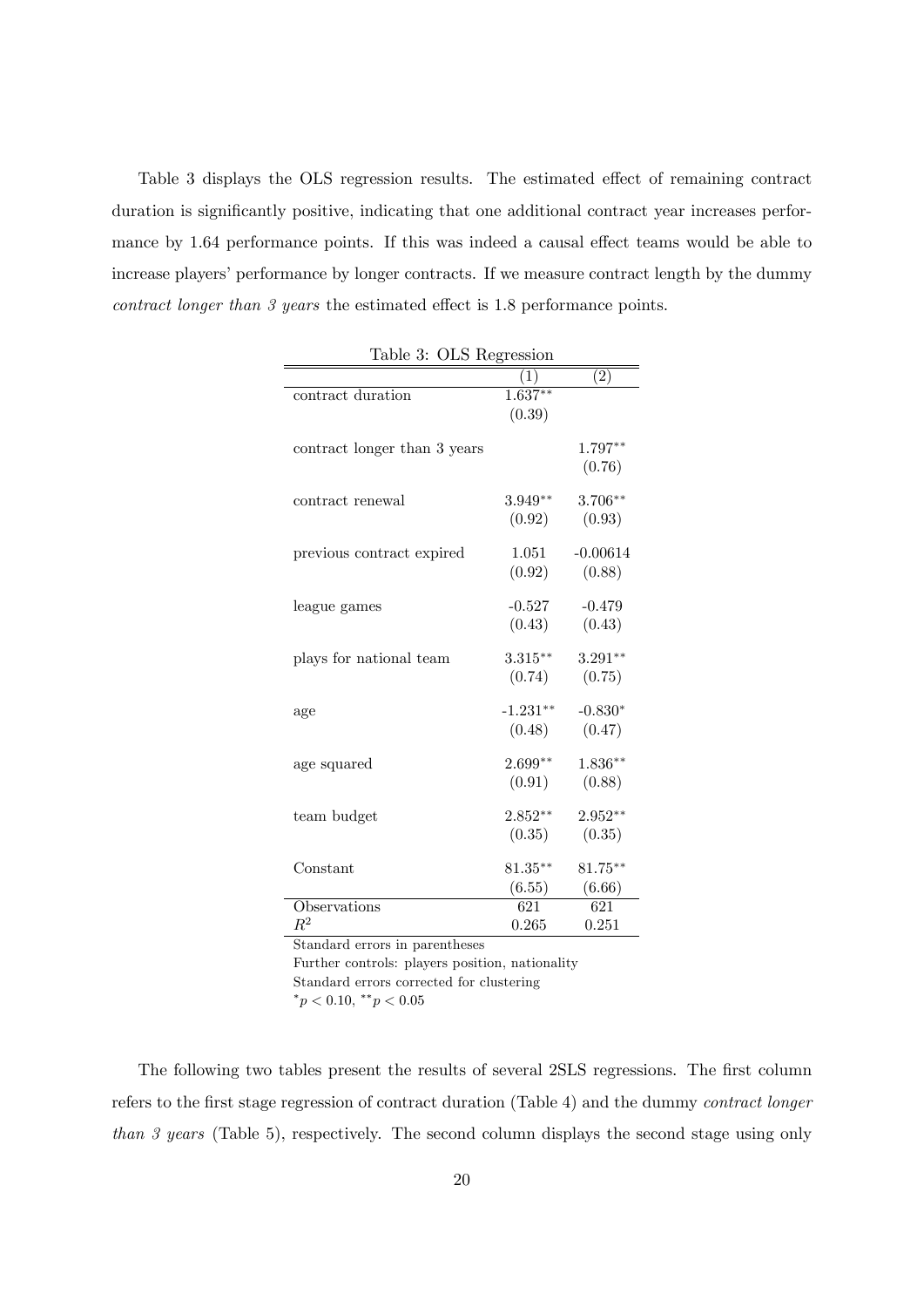Table 3 displays the OLS regression results. The estimated effect of remaining contract duration is significantly positive, indicating that one additional contract year increases performance by 1.64 performance points. If this was indeed a causal effect teams would be able to increase players' performance by longer contracts. If we measure contract length by the dummy *contract longer than 3 years* the estimated effect is 1.8 performance points.

Table 3: OLS Regression

| | (1) | (2) |
|---|---|---|
| contract duration | $1.637^{**}$ | |
| | (0.39) | |
| contract longer than 3 years | | $1.797^{**}$ |
| | | (0.76) |
| contract renewal | $3.949^{**}$ | $3.706^{**}$ |
| | (0.92) | (0.93) |
| previous contract expired | 1.051 | -0.00614 |
| | (0.92) | (0.88) |
| league games | -0.527 | -0.479 |
| | (0.43) | (0.43) |
| plays for national team | $3.315^{**}$ | $3.291^{**}$ |
| | (0.74) | (0.75) |
| age | $-1.231^{**}$ | $-0.830^{*}$ |
| | (0.48) | (0.47) |
| age squared | $2.699^{**}$ | $1.836^{**}$ |
| | (0.91) | (0.88) |
| team budget | $2.852^{**}$ | $2.952^{**}$ |
| | (0.35) | (0.35) |
| Constant | $81.35^{**}$ | $81.75^{**}$ |
| | (6.55) | (6.66) |
| Observations | 621 | 621 |
| $R^2$ | 0.265 | 0.251 |

Standard errors in parentheses
Further controls: players position, nationality
Standard errors corrected for clustering
$^{*}p < 0.10$, $^{**}p < 0.05$

The following two tables present the results of several 2SLS regressions. The first column refers to the first stage regression of contract duration (Table 4) and the dummy *contract longer than 3 years* (Table 5), respectively. The second column displays the second stage using only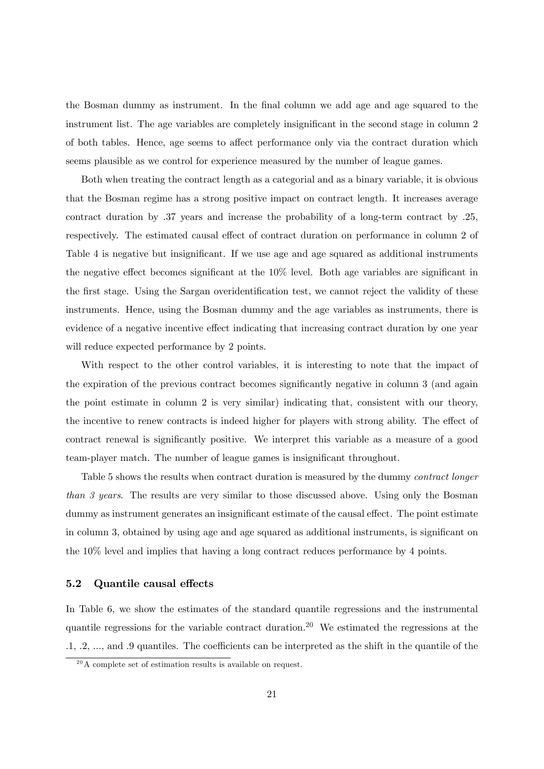the Bosman dummy as instrument. In the final column we add age and age squared to the instrument list. The age variables are completely insignificant in the second stage in column 2 of both tables. Hence, age seems to affect performance only via the contract duration which seems plausible as we control for experience measured by the number of league games.

Both when treating the contract length as a categorial and as a binary variable, it is obvious that the Bosman regime has a strong positive impact on contract length. It increases average contract duration by .37 years and increase the probability of a long-term contract by .25, respectively. The estimated causal effect of contract duration on performance in column 2 of Table 4 is negative but insignificant. If we use age and age squared as additional instruments the negative effect becomes significant at the 10% level. Both age variables are significant in the first stage. Using the Sargan overidentification test, we cannot reject the validity of these instruments. Hence, using the Bosman dummy and the age variables as instruments, there is evidence of a negative incentive effect indicating that increasing contract duration by one year will reduce expected performance by 2 points.

With respect to the other control variables, it is interesting to note that the impact of the expiration of the previous contract becomes significantly negative in column 3 (and again the point estimate in column 2 is very similar) indicating that, consistent with our theory, the incentive to renew contracts is indeed higher for players with strong ability. The effect of contract renewal is significantly positive. We interpret this variable as a measure of a good team-player match. The number of league games is insignificant throughout.

Table 5 shows the results when contract duration is measured by the dummy *contract longer than 3 years*. The results are very similar to those discussed above. Using only the Bosman dummy as instrument generates an insignificant estimate of the causal effect. The point estimate in column 3, obtained by using age and age squared as additional instruments, is significant on the 10% level and implies that having a long contract reduces performance by 4 points.

### 5.2 Quantile causal effects

In Table 6, we show the estimates of the standard quantile regressions and the instrumental quantile regressions for the variable contract duration.[20] We estimated the regressions at the .1, .2, ..., and .9 quantiles. The coefficients can be interpreted as the shift in the quantile of the

[20] A complete set of estimation results is available on request.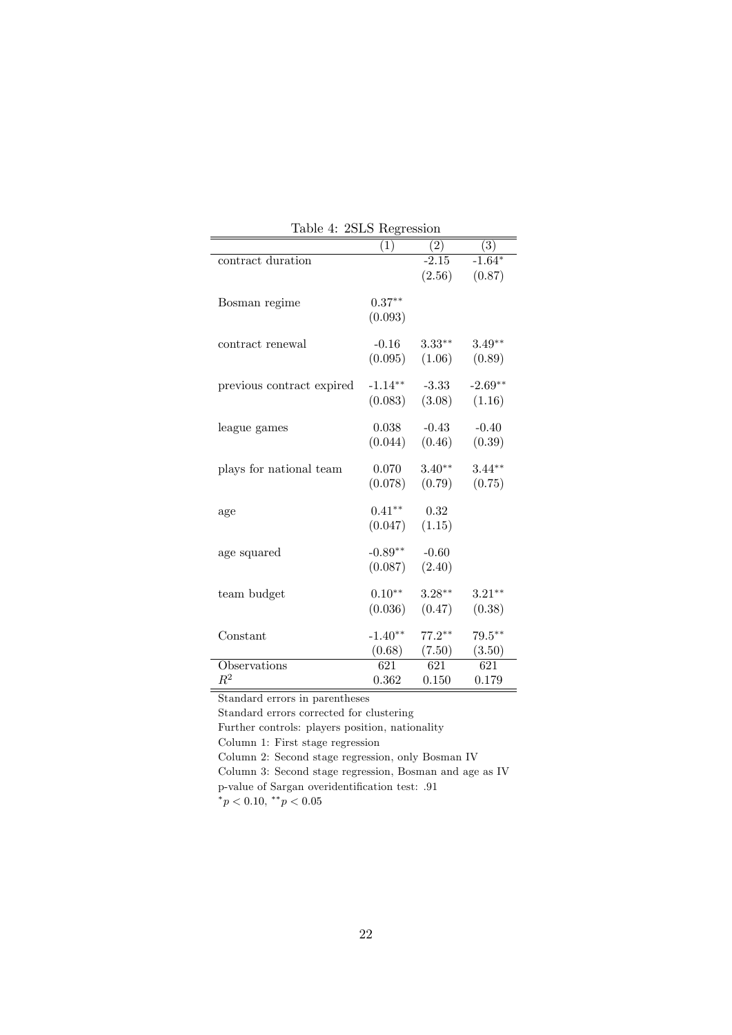Table 4: 2SLS Regression

| | (1) | (2) | (3) |
|---|---|---|---|
| contract duration | | -2.15 | -1.64$^{*}$ |
| | | (2.56) | (0.87) |
| Bosman regime | 0.37$^{**}$ | | |
| | (0.093) | | |
| contract renewal | -0.16 | 3.33$^{**}$ | 3.49$^{**}$ |
| | (0.095) | (1.06) | (0.89) |
| previous contract expired | -1.14$^{**}$ | -3.33 | -2.69$^{**}$ |
| | (0.083) | (3.08) | (1.16) |
| league games | 0.038 | -0.43 | -0.40 |
| | (0.044) | (0.46) | (0.39) |
| plays for national team | 0.070 | 3.40$^{**}$ | 3.44$^{**}$ |
| | (0.078) | (0.79) | (0.75) |
| age | 0.41$^{**}$ | 0.32 | |
| | (0.047) | (1.15) | |
| age squared | -0.89$^{**}$ | -0.60 | |
| | (0.087) | (2.40) | |
| team budget | 0.10$^{**}$ | 3.28$^{**}$ | 3.21$^{**}$ |
| | (0.036) | (0.47) | (0.38) |
| Constant | -1.40$^{**}$ | 77.2$^{**}$ | 79.5$^{**}$ |
| | (0.68) | (7.50) | (3.50) |
| Observations | 621 | 621 | 621 |
| $R^2$ | 0.362 | 0.150 | 0.179 |

Standard errors in parentheses
Standard errors corrected for clustering
Further controls: players position, nationality
Column 1: First stage regression
Column 2: Second stage regression, only Bosman IV
Column 3: Second stage regression, Bosman and age as IV
p-value of Sargan overidentification test: .91
$^{*}p < 0.10$, $^{**}p < 0.05$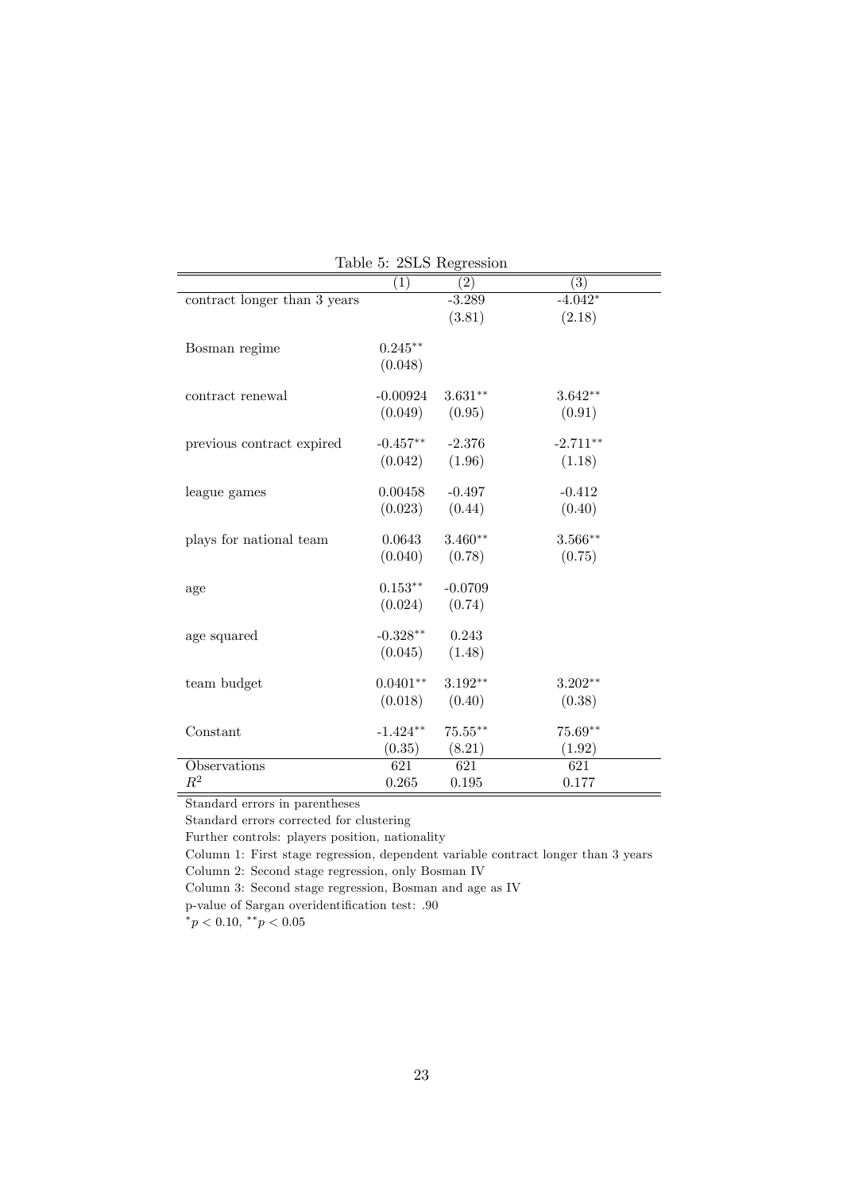Table 5: 2SLS Regression

| | (1) | (2) | (3) |
|---|---|---|---|
| contract longer than 3 years | | -3.289 | -4.042$^{*}$ |
| | | (3.81) | (2.18) |
| Bosman regime | 0.245$^{**}$ | | |
| | (0.048) | | |
| contract renewal | -0.00924 | 3.631$^{**}$ | 3.642$^{**}$ |
| | (0.049) | (0.95) | (0.91) |
| previous contract expired | -0.457$^{**}$ | -2.376 | -2.711$^{**}$ |
| | (0.042) | (1.96) | (1.18) |
| league games | 0.00458 | -0.497 | -0.412 |
| | (0.023) | (0.44) | (0.40) |
| plays for national team | 0.0643 | 3.460$^{**}$ | 3.566$^{**}$ |
| | (0.040) | (0.78) | (0.75) |
| age | 0.153$^{**}$ | -0.0709 | |
| | (0.024) | (0.74) | |
| age squared | -0.328$^{**}$ | 0.243 | |
| | (0.045) | (1.48) | |
| team budget | 0.0401$^{**}$ | 3.192$^{**}$ | 3.202$^{**}$ |
| | (0.018) | (0.40) | (0.38) |
| Constant | -1.424$^{**}$ | 75.55$^{**}$ | 75.69$^{**}$ |
| | (0.35) | (8.21) | (1.92) |
| Observations | 621 | 621 | 621 |
| $R^2$ | 0.265 | 0.195 | 0.177 |

Standard errors in parentheses

Standard errors corrected for clustering

Further controls: players position, nationality

Column 1: First stage regression, dependent variable contract longer than 3 years

Column 2: Second stage regression, only Bosman IV

Column 3: Second stage regression, Bosman and age as IV

p-value of Sargan overidentification test: .90

$^{*}p < 0.10$, $^{**}p < 0.05$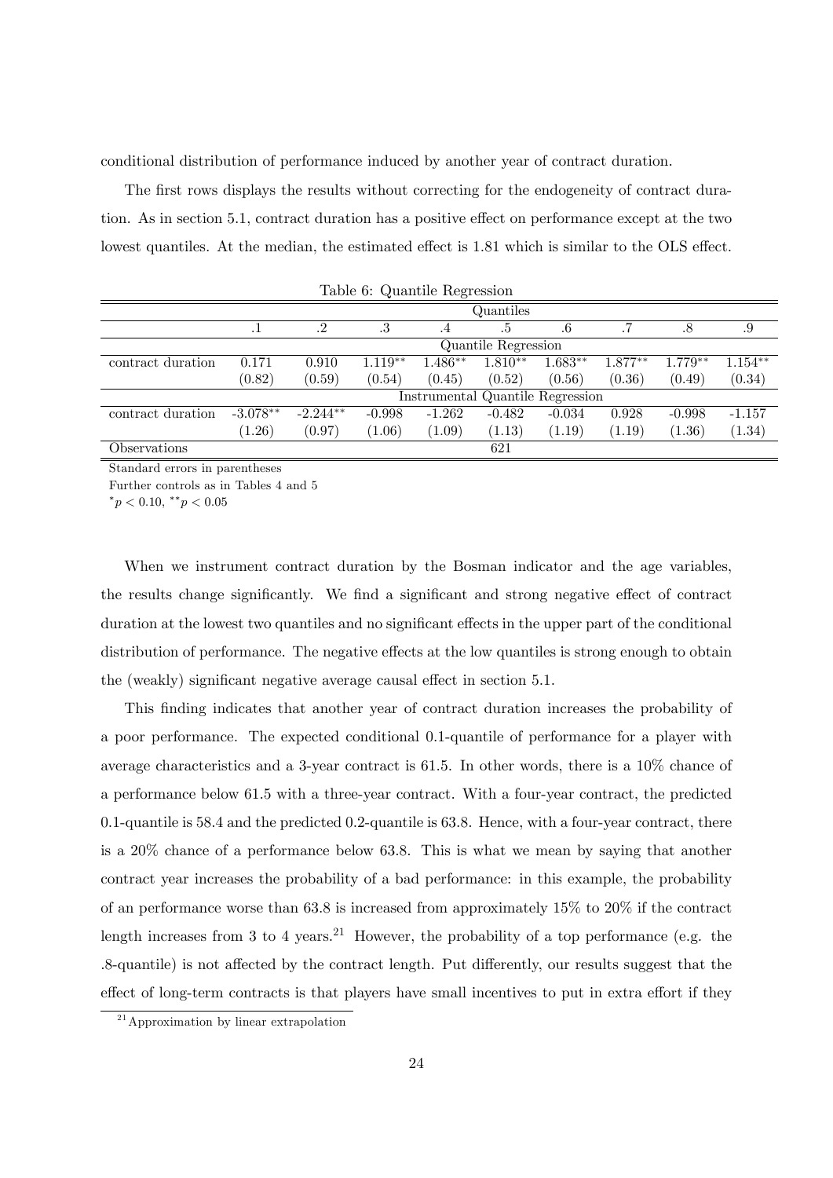conditional distribution of performance induced by another year of contract duration.

The first rows displays the results without correcting for the endogeneity of contract duration. As in section 5.1, contract duration has a positive effect on performance except at the two lowest quantiles. At the median, the estimated effect is 1.81 which is similar to the OLS effect.

Table 6: Quantile Regression

| | Quantiles | | | | | | | | |
|---|---|---|---|---|---|---|---|---|---|
| | .1 | .2 | .3 | .4 | .5 | .6 | .7 | .8 | .9 |
| | Quantile Regression | | | | | | | | |
| contract duration | 0.171 | 0.910 | $1.119^{**}$ | $1.486^{**}$ | $1.810^{**}$ | $1.683^{**}$ | $1.877^{**}$ | $1.779^{**}$ | $1.154^{**}$ |
| | (0.82) | (0.59) | (0.54) | (0.45) | (0.52) | (0.56) | (0.36) | (0.49) | (0.34) |
| | Instrumental Quantile Regression | | | | | | | | |
| contract duration | $-3.078^{**}$ | $-2.244^{**}$ | -0.998 | -1.262 | -0.482 | -0.034 | 0.928 | -0.998 | -1.157 |
| | (1.26) | (0.97) | (1.06) | (1.09) | (1.13) | (1.19) | (1.19) | (1.36) | (1.34) |
| Observations | | | | | 621 | | | | |

Standard errors in parentheses

Further controls as in Tables 4 and 5

$^{*}p < 0.10$, $^{**}p < 0.05$

When we instrument contract duration by the Bosman indicator and the age variables, the results change significantly. We find a significant and strong negative effect of contract duration at the lowest two quantiles and no significant effects in the upper part of the conditional distribution of performance. The negative effects at the low quantiles is strong enough to obtain the (weakly) significant negative average causal effect in section 5.1.

This finding indicates that another year of contract duration increases the probability of a poor performance. The expected conditional 0.1-quantile of performance for a player with average characteristics and a 3-year contract is 61.5. In other words, there is a 10% chance of a performance below 61.5 with a three-year contract. With a four-year contract, the predicted 0.1-quantile is 58.4 and the predicted 0.2-quantile is 63.8. Hence, with a four-year contract, there is a 20% chance of a performance below 63.8. This is what we mean by saying that another contract year increases the probability of a bad performance: in this example, the probability of an performance worse than 63.8 is increased from approximately 15% to 20% if the contract length increases from 3 to 4 years.[21] However, the probability of a top performance (e.g. the .8-quantile) is not affected by the contract length. Put differently, our results suggest that the effect of long-term contracts is that players have small incentives to put in extra effort if they

[21] Approximation by linear extrapolation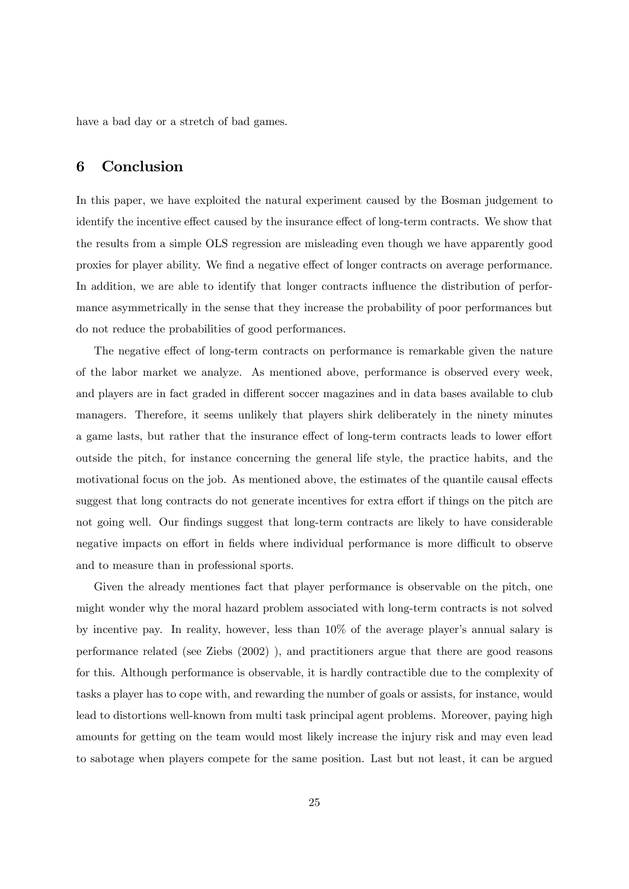have a bad day or a stretch of bad games.

## 6 Conclusion

In this paper, we have exploited the natural experiment caused by the Bosman judgement to identify the incentive effect caused by the insurance effect of long-term contracts. We show that the results from a simple OLS regression are misleading even though we have apparently good proxies for player ability. We find a negative effect of longer contracts on average performance. In addition, we are able to identify that longer contracts influence the distribution of performance asymmetrically in the sense that they increase the probability of poor performances but do not reduce the probabilities of good performances.

The negative effect of long-term contracts on performance is remarkable given the nature of the labor market we analyze. As mentioned above, performance is observed every week, and players are in fact graded in different soccer magazines and in data bases available to club managers. Therefore, it seems unlikely that players shirk deliberately in the ninety minutes a game lasts, but rather that the insurance effect of long-term contracts leads to lower effort outside the pitch, for instance concerning the general life style, the practice habits, and the motivational focus on the job. As mentioned above, the estimates of the quantile causal effects suggest that long contracts do not generate incentives for extra effort if things on the pitch are not going well. Our findings suggest that long-term contracts are likely to have considerable negative impacts on effort in fields where individual performance is more difficult to observe and to measure than in professional sports.

Given the already mentiones fact that player performance is observable on the pitch, one might wonder why the moral hazard problem associated with long-term contracts is not solved by incentive pay. In reality, however, less than 10% of the average player's annual salary is performance related (see Ziebs (2002) ), and practitioners argue that there are good reasons for this. Although performance is observable, it is hardly contractible due to the complexity of tasks a player has to cope with, and rewarding the number of goals or assists, for instance, would lead to distortions well-known from multi task principal agent problems. Moreover, paying high amounts for getting on the team would most likely increase the injury risk and may even lead to sabotage when players compete for the same position. Last but not least, it can be argued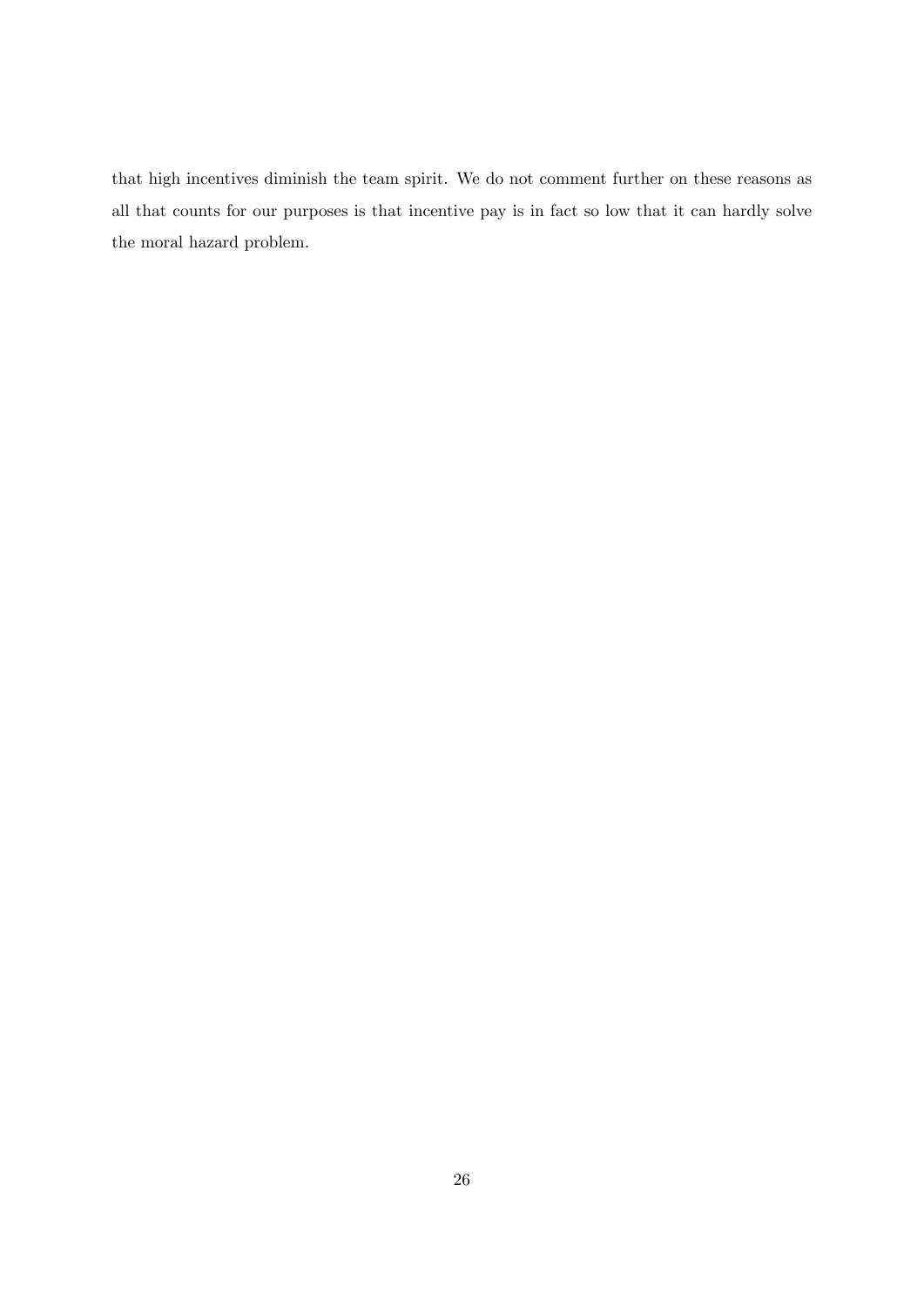that high incentives diminish the team spirit. We do not comment further on these reasons as all that counts for our purposes is that incentive pay is in fact so low that it can hardly solve the moral hazard problem.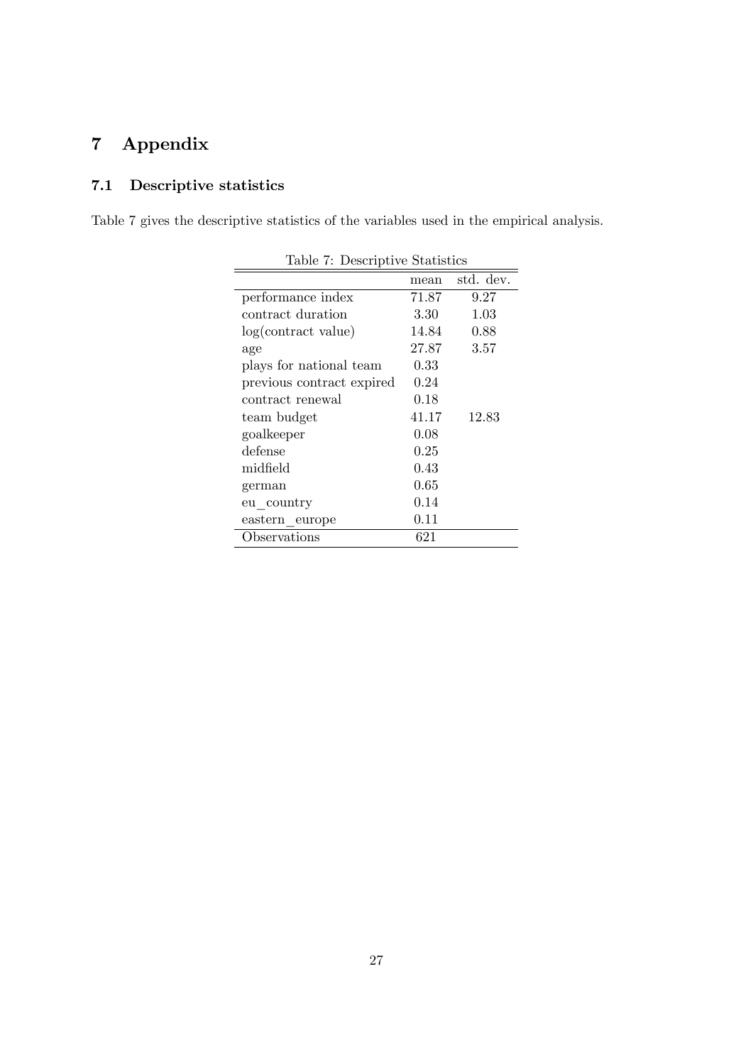# 7 Appendix

## 7.1 Descriptive statistics

Table 7 gives the descriptive statistics of the variables used in the empirical analysis.

Table 7: Descriptive Statistics

| | mean | std. dev. |
|---|---|---|
| performance index | 71.87 | 9.27 |
| contract duration | 3.30 | 1.03 |
| log(contract value) | 14.84 | 0.88 |
| age | 27.87 | 3.57 |
| plays for national team | 0.33 | |
| previous contract expired | 0.24 | |
| contract renewal | 0.18 | |
| team budget | 41.17 | 12.83 |
| goalkeeper | 0.08 | |
| defense | 0.25 | |
| midfield | 0.43 | |
| german | 0.65 | |
| eu_country | 0.14 | |
| eastern_europe | 0.11 | |
| Observations | 621 | |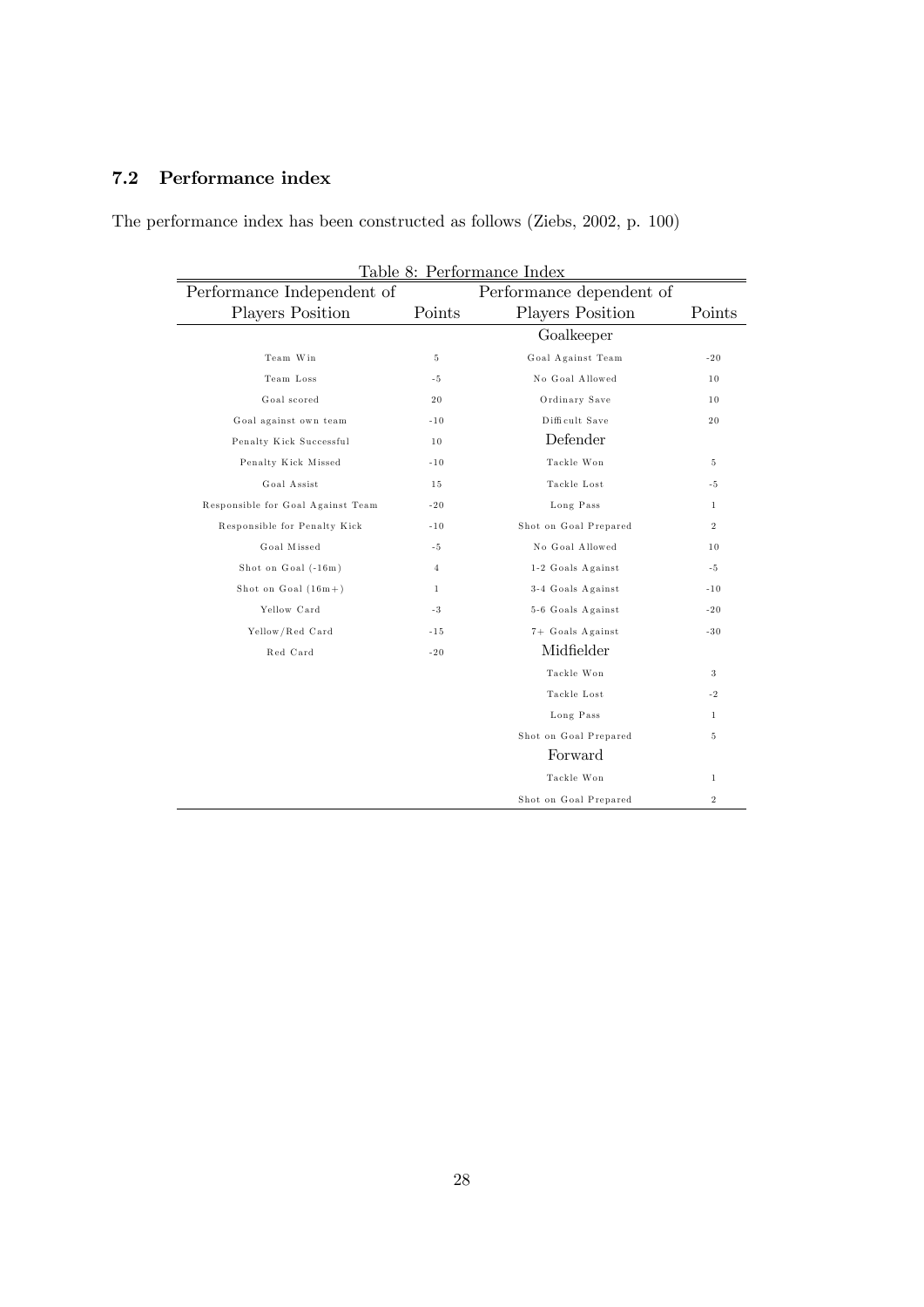## 7.2 Performance index

The performance index has been constructed as follows (Ziebs, 2002, p. 100)

Table 8: Performance Index

| Performance Independent of Players Position | Points | Performance dependent of Players Position | Points |
|---|---|---|---|
| | | Goalkeeper | |
| Team Win | 5 | Goal Against Team | -20 |
| Team Loss | -5 | No Goal Allowed | 10 |
| Goal scored | 20 | Ordinary Save | 10 |
| Goal against own team | -10 | Difficult Save | 20 |
| Penalty Kick Successful | 10 | Defender | |
| Penalty Kick Missed | -10 | Tackle Won | 5 |
| Goal Assist | 15 | Tackle Lost | -5 |
| Responsible for Goal Against Team | -20 | Long Pass | 1 |
| Responsible for Penalty Kick | -10 | Shot on Goal Prepared | 2 |
| Goal Missed | -5 | No Goal Allowed | 10 |
| Shot on Goal (-16m) | 4 | 1-2 Goals Against | -5 |
| Shot on Goal (16m+) | 1 | 3-4 Goals Against | -10 |
| Yellow Card | -3 | 5-6 Goals Against | -20 |
| Yellow/Red Card | -15 | 7+ Goals Against | -30 |
| Red Card | -20 | Midfielder | |
| | | Tackle Won | 3 |
| | | Tackle Lost | -2 |
| | | Long Pass | 1 |
| | | Shot on Goal Prepared | 5 |
| | | Forward | |
| | | Tackle Won | 1 |
| | | Shot on Goal Prepared | 2 |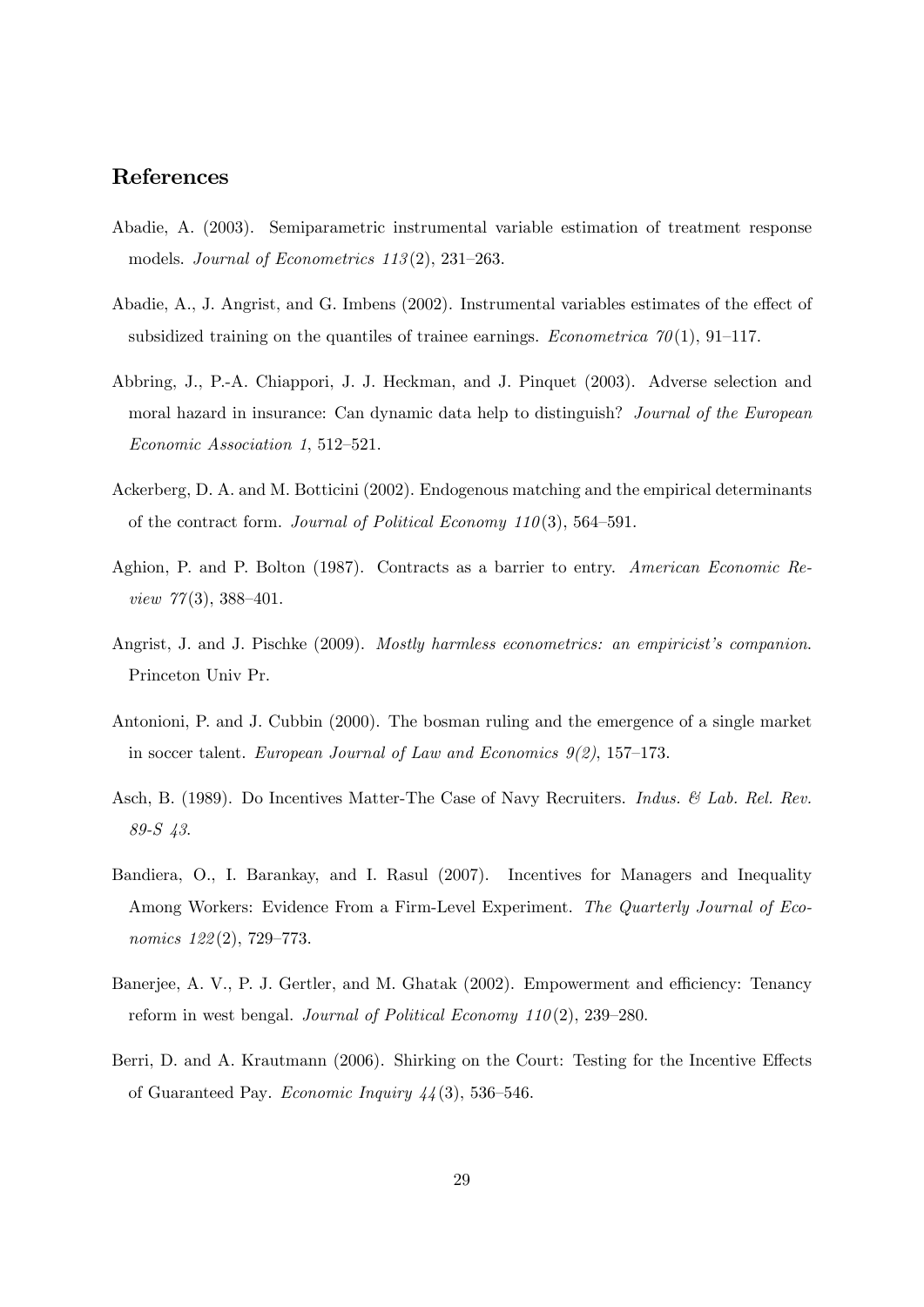## References

Abadie, A. (2003). Semiparametric instrumental variable estimation of treatment response models. *Journal of Econometrics 113*(2), 231–263.

Abadie, A., J. Angrist, and G. Imbens (2002). Instrumental variables estimates of the effect of subsidized training on the quantiles of trainee earnings. *Econometrica 70*(1), 91–117.

Abbring, J., P.-A. Chiappori, J. J. Heckman, and J. Pinquet (2003). Adverse selection and moral hazard in insurance: Can dynamic data help to distinguish? *Journal of the European Economic Association 1*, 512–521.

Ackerberg, D. A. and M. Botticini (2002). Endogenous matching and the empirical determinants of the contract form. *Journal of Political Economy 110*(3), 564–591.

Aghion, P. and P. Bolton (1987). Contracts as a barrier to entry. *American Economic Review 77*(3), 388–401.

Angrist, J. and J. Pischke (2009). *Mostly harmless econometrics: an empiricist's companion*. Princeton Univ Pr.

Antonioni, P. and J. Cubbin (2000). The bosman ruling and the emergence of a single market in soccer talent. *European Journal of Law and Economics 9(2)*, 157–173.

Asch, B. (1989). Do Incentives Matter-The Case of Navy Recruiters. *Indus. & Lab. Rel. Rev. 89-S 43*.

Bandiera, O., I. Barankay, and I. Rasul (2007). Incentives for Managers and Inequality Among Workers: Evidence From a Firm-Level Experiment. *The Quarterly Journal of Economics 122*(2), 729–773.

Banerjee, A. V., P. J. Gertler, and M. Ghatak (2002). Empowerment and efficiency: Tenancy reform in west bengal. *Journal of Political Economy 110*(2), 239–280.

Berri, D. and A. Krautmann (2006). Shirking on the Court: Testing for the Incentive Effects of Guaranteed Pay. *Economic Inquiry 44*(3), 536–546.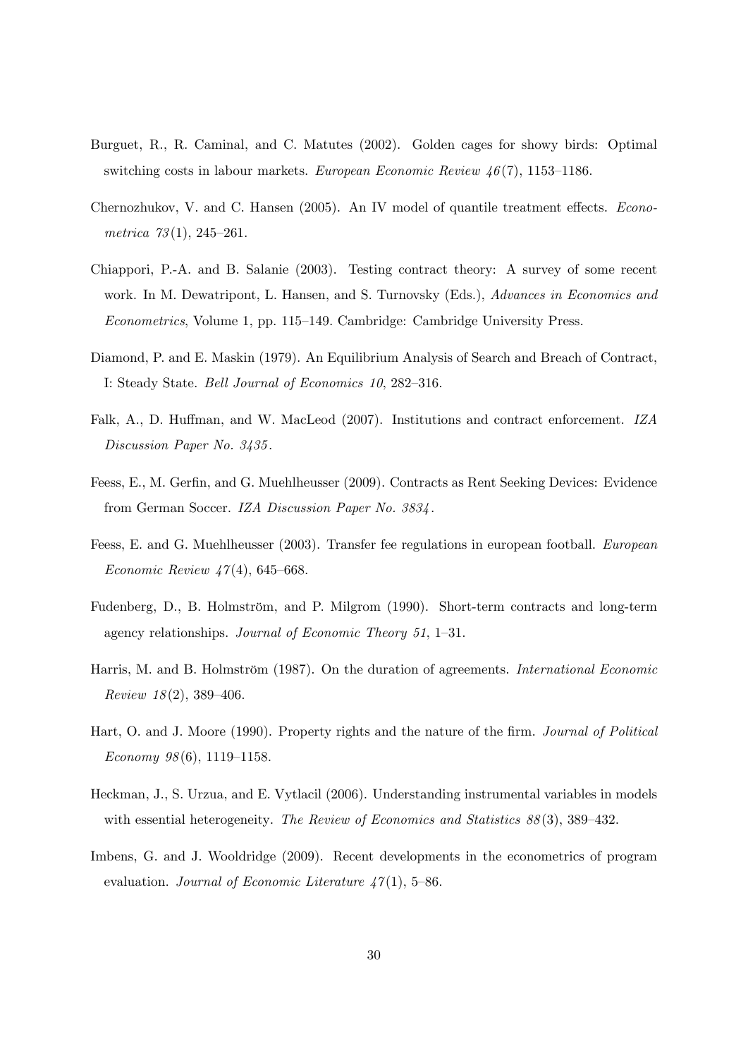Burguet, R., R. Caminal, and C. Matutes (2002). Golden cages for showy birds: Optimal switching costs in labour markets. *European Economic Review 46*(7), 1153–1186.

Chernozhukov, V. and C. Hansen (2005). An IV model of quantile treatment effects. *Econometrica 73*(1), 245–261.

Chiappori, P.-A. and B. Salanie (2003). Testing contract theory: A survey of some recent work. In M. Dewatripont, L. Hansen, and S. Turnovsky (Eds.), *Advances in Economics and Econometrics*, Volume 1, pp. 115–149. Cambridge: Cambridge University Press.

Diamond, P. and E. Maskin (1979). An Equilibrium Analysis of Search and Breach of Contract, I: Steady State. *Bell Journal of Economics 10*, 282–316.

Falk, A., D. Huffman, and W. MacLeod (2007). Institutions and contract enforcement. *IZA Discussion Paper No. 3435*.

Feess, E., M. Gerfin, and G. Muehlheusser (2009). Contracts as Rent Seeking Devices: Evidence from German Soccer. *IZA Discussion Paper No. 3834*.

Feess, E. and G. Muehlheusser (2003). Transfer fee regulations in european football. *European Economic Review 47*(4), 645–668.

Fudenberg, D., B. Holmström, and P. Milgrom (1990). Short-term contracts and long-term agency relationships. *Journal of Economic Theory 51*, 1–31.

Harris, M. and B. Holmström (1987). On the duration of agreements. *International Economic Review 18*(2), 389–406.

Hart, O. and J. Moore (1990). Property rights and the nature of the firm. *Journal of Political Economy 98*(6), 1119–1158.

Heckman, J., S. Urzua, and E. Vytlacil (2006). Understanding instrumental variables in models with essential heterogeneity. *The Review of Economics and Statistics 88*(3), 389–432.

Imbens, G. and J. Wooldridge (2009). Recent developments in the econometrics of program evaluation. *Journal of Economic Literature 47*(1), 5–86.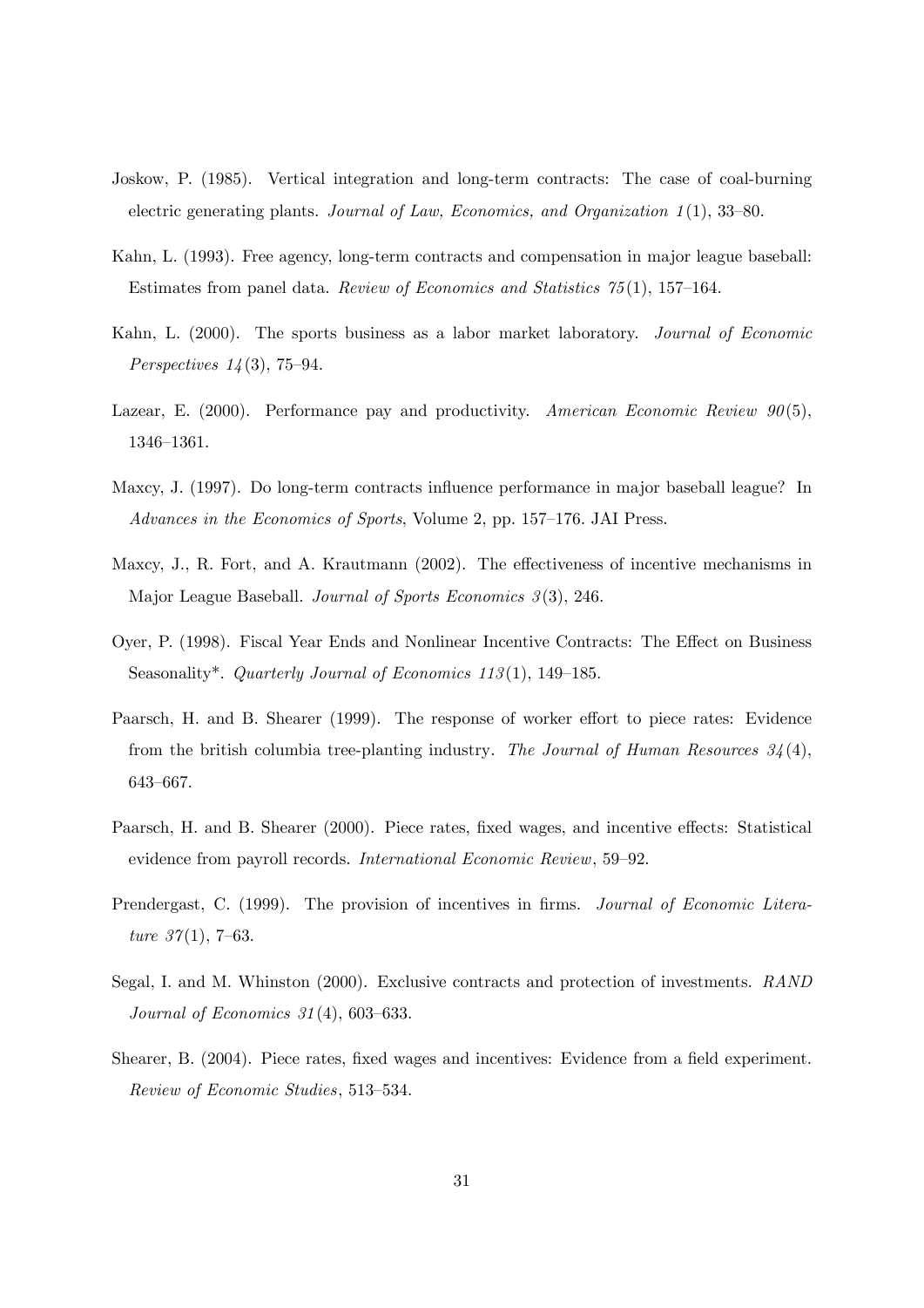Joskow, P. (1985). Vertical integration and long-term contracts: The case of coal-burning electric generating plants. *Journal of Law, Economics, and Organization 1*(1), 33–80.

Kahn, L. (1993). Free agency, long-term contracts and compensation in major league baseball: Estimates from panel data. *Review of Economics and Statistics 75*(1), 157–164.

Kahn, L. (2000). The sports business as a labor market laboratory. *Journal of Economic Perspectives 14*(3), 75–94.

Lazear, E. (2000). Performance pay and productivity. *American Economic Review 90*(5), 1346–1361.

Maxcy, J. (1997). Do long-term contracts influence performance in major baseball league? In *Advances in the Economics of Sports*, Volume 2, pp. 157–176. JAI Press.

Maxcy, J., R. Fort, and A. Krautmann (2002). The effectiveness of incentive mechanisms in Major League Baseball. *Journal of Sports Economics 3*(3), 246.

Oyer, P. (1998). Fiscal Year Ends and Nonlinear Incentive Contracts: The Effect on Business Seasonality*. *Quarterly Journal of Economics 113*(1), 149–185.

Paarsch, H. and B. Shearer (1999). The response of worker effort to piece rates: Evidence from the british columbia tree-planting industry. *The Journal of Human Resources 34*(4), 643–667.

Paarsch, H. and B. Shearer (2000). Piece rates, fixed wages, and incentive effects: Statistical evidence from payroll records. *International Economic Review*, 59–92.

Prendergast, C. (1999). The provision of incentives in firms. *Journal of Economic Literature 37*(1), 7–63.

Segal, I. and M. Whinston (2000). Exclusive contracts and protection of investments. *RAND Journal of Economics 31*(4), 603–633.

Shearer, B. (2004). Piece rates, fixed wages and incentives: Evidence from a field experiment. *Review of Economic Studies*, 513–534.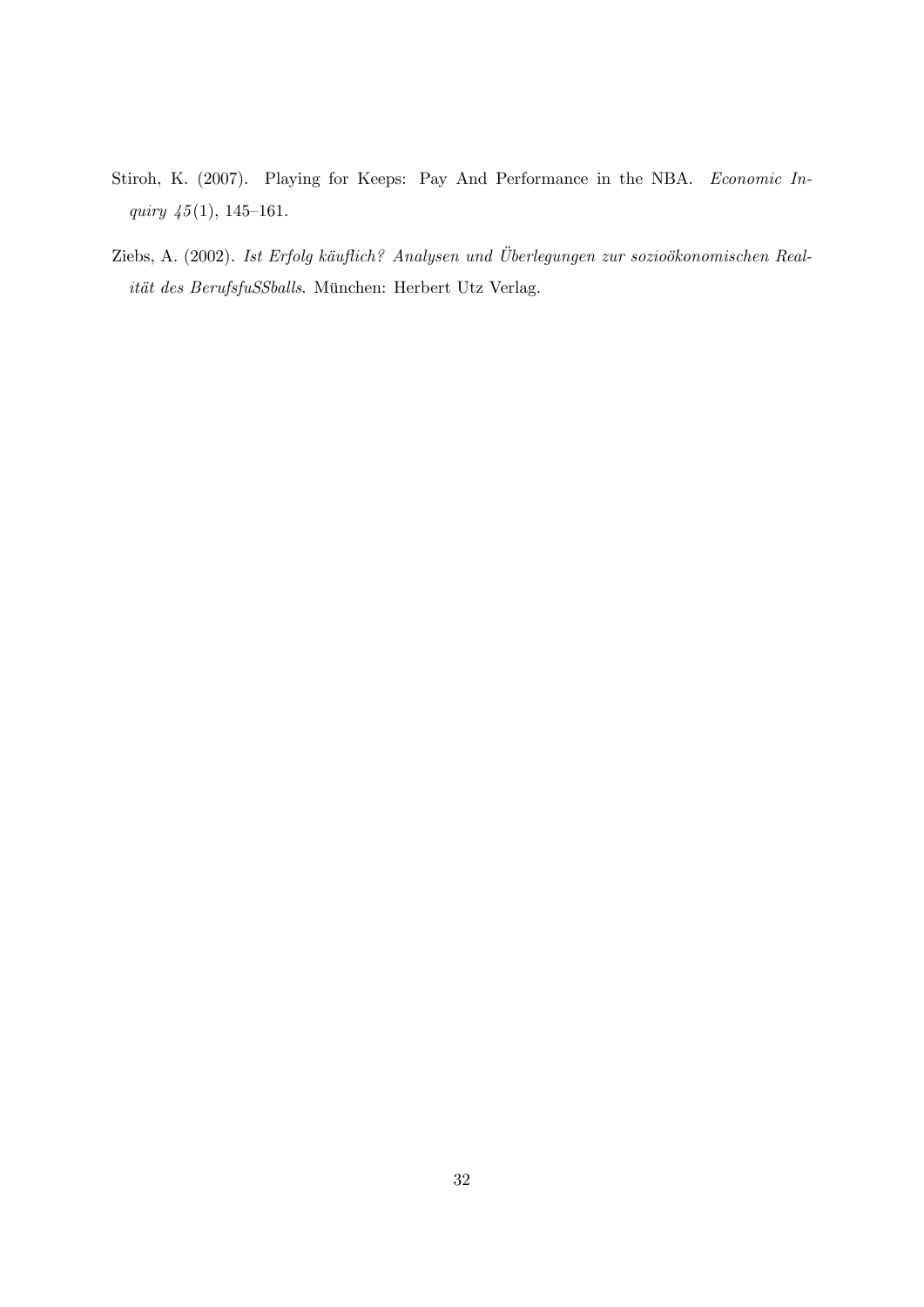Stiroh, K. (2007). Playing for Keeps: Pay And Performance in the NBA. *Economic Inquiry 45*(1), 145–161.

Ziebs, A. (2002). *Ist Erfolg käuflich? Analysen und Überlegungen zur sozioökonomischen Realität des BerufsfuSSballs*. München: Herbert Utz Verlag.